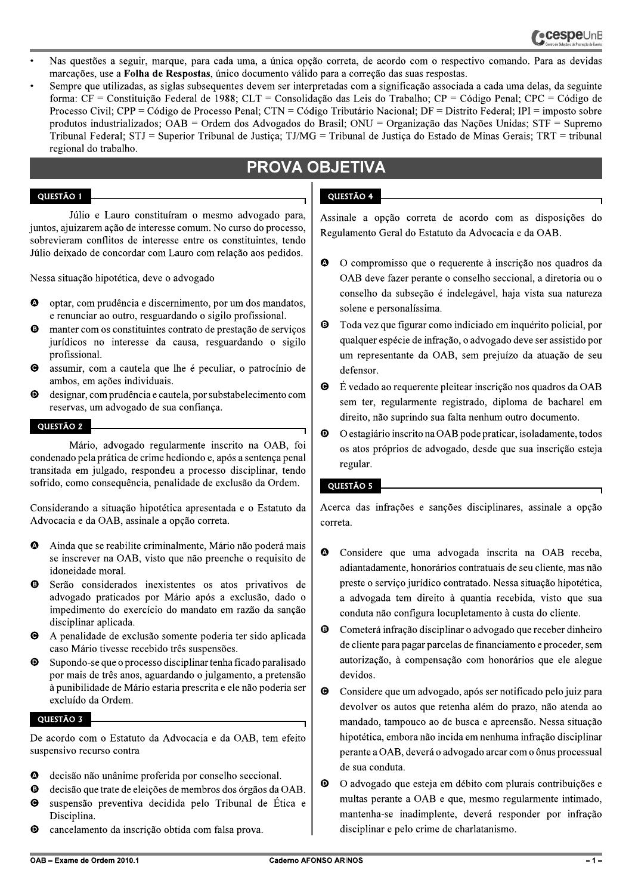- Nas questões a seguir, marque, para cada uma, a única opção correta, de acordo com o respectivo comando. Para as devidas marcações, use a **Folha de Respostas**, único documento válido para a correção das suas respostas.
- Sempre que utilizadas, as siglas subsequentes devem ser interpretadas com a significação associada a cada uma delas, da seguinte forma: CF = Constituição Federal de 1988; CLT = Consolidação das Leis do Trabalho; CP = Código Penal; CPC = Código de Processo Civil; CPP = Código de Processo Penal; CTN = Código Tributário Nacional; DF = Distrito Federal; IPI = imposto sobre produtos industrializados; OAB = Ordem dos Advogados do Brasil; ONU = Organização das Nações Unidas; STF = Supremo Tribunal Federal; STJ = Superior Tribunal de Justiça; TJ/MG = Tribunal de Justiça do Estado de Minas Gerais; TRT = tribunal regional do trabalho.

# PROVA OBJETIVA

## QUESTÃO 1

Júlio e Lauro constituíram o mesmo advogado para, juntos, ajuizarem ação de interesse comum. No curso do processo, sobrevieram conflitos de interesse entre os constituintes, tendo Júlio deixado de concordar com Lauro com relação aos pedidos.

Nessa situação hipotética, deve o advogado

- **A** optar, com prudência e discernimento, por um dos mandatos, e renunciar ao outro, resguardando o sigilo profissional.
- **B** manter com os constituintes contrato de prestação de serviços jurídicos no interesse da causa, resguardando o sigilo profissional.
- **C** assumir, com a cautela que lhe é peculiar, o patrocínio de ambos, em ações individuais.
- **D** designar, com prudência e cautela, por substabelecimento com reservas, um advogado de sua confiança.

## QUESTÃO 2

Mário, advogado regularmente inscrito na OAB, foi condenado pela prática de crime hediondo e, após a sentença penal transitada em julgado, respondeu a processo disciplinar, tendo sofrido, como consequência, penalidade de exclusão da Ordem.

Considerando a situação hipotética apresentada e o Estatuto da Advocacia e da OAB, assinale a opção correta.

- **A** Ainda que se reabilite criminalmente, Mário não poderá mais se inscrever na OAB, visto que não preenche o requisito de idoneidade moral.
- **B** Serão considerados inexistentes os atos privativos de advogado praticados por Mário após a exclusão, dado o impedimento do exercício do mandato em razão da sanção disciplinar aplicada.
- **C** A penalidade de exclusão somente poderia ter sido aplicada caso Mário tivesse recebido três suspensões.
- **D** Supondo-se que o processo disciplinar tenha ficado paralisado por mais de três anos, aguardando o julgamento, a pretensão à punibilidade de Mário estaria prescrita e ele não poderia ser excluído da Ordem.

## QUESTÃO 3

De acordo com o Estatuto da Advocacia e da OAB, tem efeito suspensivo recurso contra

- **A** decisão não unânime proferida por conselho seccional.
- **B** decisão que trate de eleições de membros dos órgãos da OAB.
- **C** suspensão preventiva decidida pelo Tribunal de Ética e Disciplina.
- **D** cancelamento da inscrição obtida com falsa prova.

## QUESTÃO 4

Assinale a opção correta de acordo com as disposições do Regulamento Geral do Estatuto da Advocacia e da OAB.

- **A** O compromisso que o requerente à inscrição nos quadros da OAB deve fazer perante o conselho seccional, a diretoria ou o conselho da subseção é indelegável, haja vista sua natureza solene e personalíssima.
- **B** Toda vez que figurar como indiciado em inquérito policial, por qualquer espécie de infração, o advogado deve ser assistido por um representante da OAB, sem prejuízo da atuação de seu defensor.
- **C** É vedado ao requerente pleitear inscrição nos quadros da OAB sem ter, regularmente registrado, diploma de bacharel em direito, não suprindo sua falta nenhum outro documento.
- **D** O estagiário inscrito na OAB pode praticar, isoladamente, todos os atos próprios de advogado, desde que sua inscrição esteja regular.

## QUESTÃO 5

Acerca das infrações e sanções disciplinares, assinale a opção correta.

- **A** Considere que uma advogada inscrita na OAB receba, adiantadamente, honorários contratuais de seu cliente, mas não preste o serviço jurídico contratado. Nessa situação hipotética, a advogada tem direito à quantia recebida, visto que sua conduta não configura locupletamento à custa do cliente.
- **B** Cometerá infração disciplinar o advogado que receber dinheiro de cliente para pagar parcelas de financiamento e proceder, sem autorização, à compensação com honorários que ele alegue devidos.
- **C** Considere que um advogado, após ser notificado pelo juiz para devolver os autos que retenha além do prazo, não atenda ao mandado, tampouco ao de busca e apreensão. Nessa situação hipotética, embora não incida em nenhuma infração disciplinar perante a OAB, deverá o advogado arcar com o ônus processual de sua conduta.
- **D** O advogado que esteja em débito com plurais contribuições e multas perante a OAB e que, mesmo regularmente intimado, mantenha-se inadimplente, deverá responder por infração disciplinar e pelo crime de charlatanismo.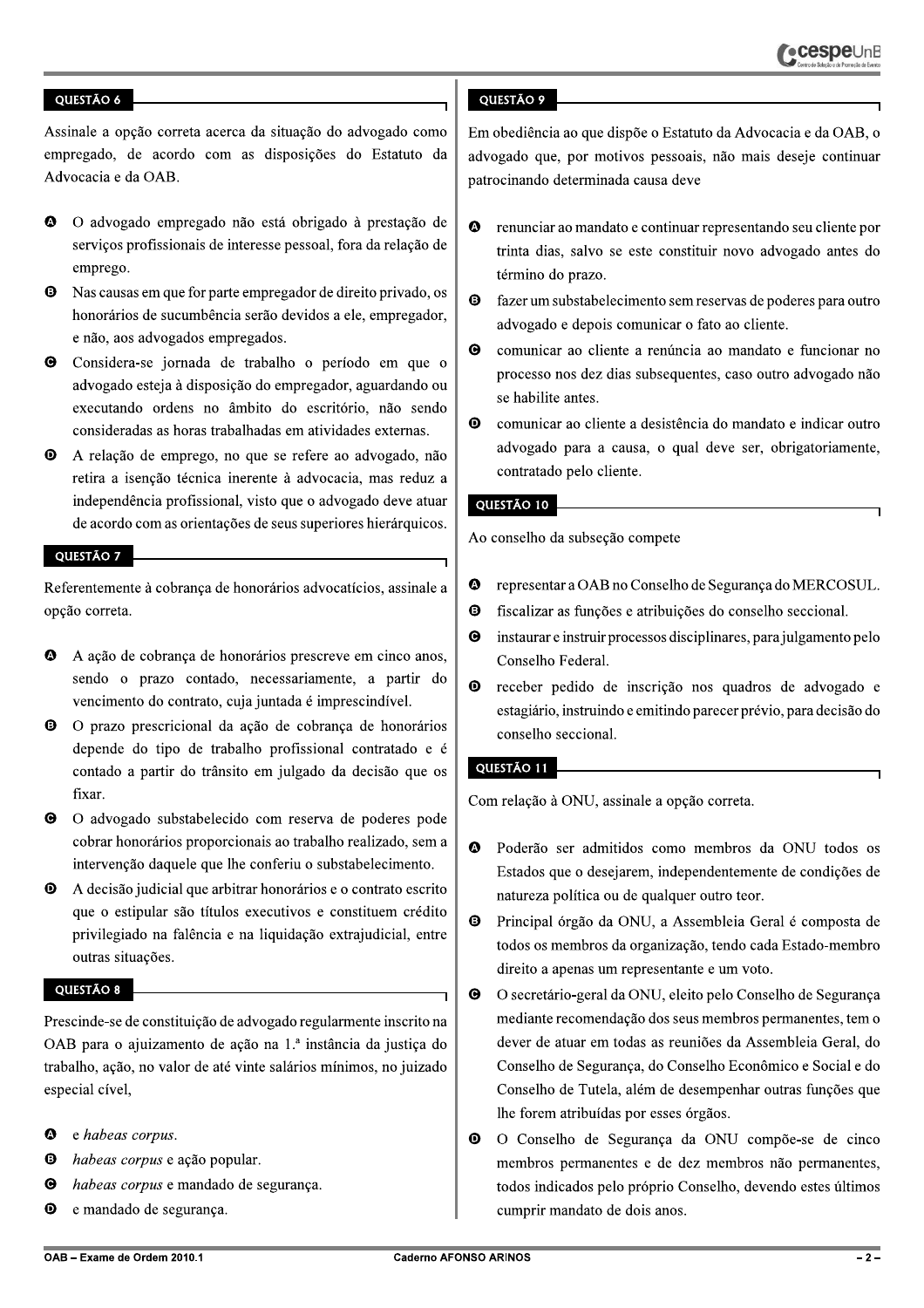### QUESTÃO 6

Assinale a opção correta acerca da situação do advogado como empregado, de acordo com as disposições do Estatuto da Advocacia e da OAB.

- **A** O advogado empregado não está obrigado à prestação de serviços profissionais de interesse pessoal, fora da relação de emprego.
- **B** Nas causas em que for parte empregador de direito privado, os honorários de sucumbência serão devidos a ele, empregador, e não, aos advogados empregados.
- **C** Considera-se jornada de trabalho o período em que o advogado esteja à disposição do empregador, aguardando ou executando ordens no âmbito do escritório, não sendo consideradas as horas trabalhadas em atividades externas.
- **D** A relação de emprego, no que se refere ao advogado, não retira a isenção técnica inerente à advocacia, mas reduz a independência profissional, visto que o advogado deve atuar de acordo com as orientações de seus superiores hierárquicos.

### QUESTÃO 7

Referentemente à cobrança de honorários advocatícios, assinale a opção correta.

- **A** A ação de cobrança de honorários prescreve em cinco anos, sendo o prazo contado, necessariamente, a partir do vencimento do contrato, cuja juntada é imprescindível.
- **B** O prazo prescricional da ação de cobrança de honorários depende do tipo de trabalho profissional contratado e é contado a partir do trânsito em julgado da decisão que os fixar.
- **C** O advogado substabelecido com reserva de poderes pode cobrar honorários proporcionais ao trabalho realizado, sem a intervenção daquele que lhe conferiu o substabelecimento.
- **D** A decisão judicial que arbitrar honorários e o contrato escrito que o estipular são títulos executivos e constituem crédito privilegiado na falência e na liquidação extrajudicial, entre outras situações.

### QUESTÃO 8

Prescinde-se de constituição de advogado regularmente inscrito na OAB para o ajuizamento de ação na 1.ª instância da justiça do trabalho, ação, no valor de até vinte salários mínimos, no juizado especial cível,

- **A** e *habeas corpus*.
- **B** *habeas corpus* e ação popular.
- **C** *habeas corpus* e mandado de segurança.
- **D** e mandado de segurança.

### QUESTÃO 9

Em obediência ao que dispõe o Estatuto da Advocacia e da OAB, o advogado que, por motivos pessoais, não mais deseje continuar patrocinando determinada causa deve

- **A** renunciar ao mandato e continuar representando seu cliente por trinta dias, salvo se este constituir novo advogado antes do término do prazo.
- **B** fazer um substabelecimento sem reservas de poderes para outro advogado e depois comunicar o fato ao cliente.
- **C** comunicar ao cliente a renúncia ao mandato e funcionar no processo nos dez dias subsequentes, caso outro advogado não se habilite antes.
- **D** comunicar ao cliente a desistência do mandato e indicar outro advogado para a causa, o qual deve ser, obrigatoriamente, contratado pelo cliente.

### QUESTÃO 10

Ao conselho da subseção compete

- **A** representar a OAB no Conselho de Segurança do MERCOSUL.
- **B** fiscalizar as funções e atribuições do conselho seccional.
- **C** instaurar e instruir processos disciplinares, para julgamento pelo Conselho Federal.
- **D** receber pedido de inscrição nos quadros de advogado e estagiário, instruindo e emitindo parecer prévio, para decisão do conselho seccional.

### QUESTÃO 11

Com relação à ONU, assinale a opção correta.

- **A** Poderão ser admitidos como membros da ONU todos os Estados que o desejarem, independentemente de condições de natureza política ou de qualquer outro teor.
- **B** Principal órgão da ONU, a Assembleia Geral é composta de todos os membros da organização, tendo cada Estado-membro direito a apenas um representante e um voto.
- **C** O secretário-geral da ONU, eleito pelo Conselho de Segurança mediante recomendação dos seus membros permanentes, tem o dever de atuar em todas as reuniões da Assembleia Geral, do Conselho de Segurança, do Conselho Econômico e Social e do Conselho de Tutela, além de desempenhar outras funções que lhe forem atribuídas por esses órgãos.
- **D** O Conselho de Segurança da ONU compõe-se de cinco membros permanentes e de dez membros não permanentes, todos indicados pelo próprio Conselho, devendo estes últimos cumprir mandato de dois anos.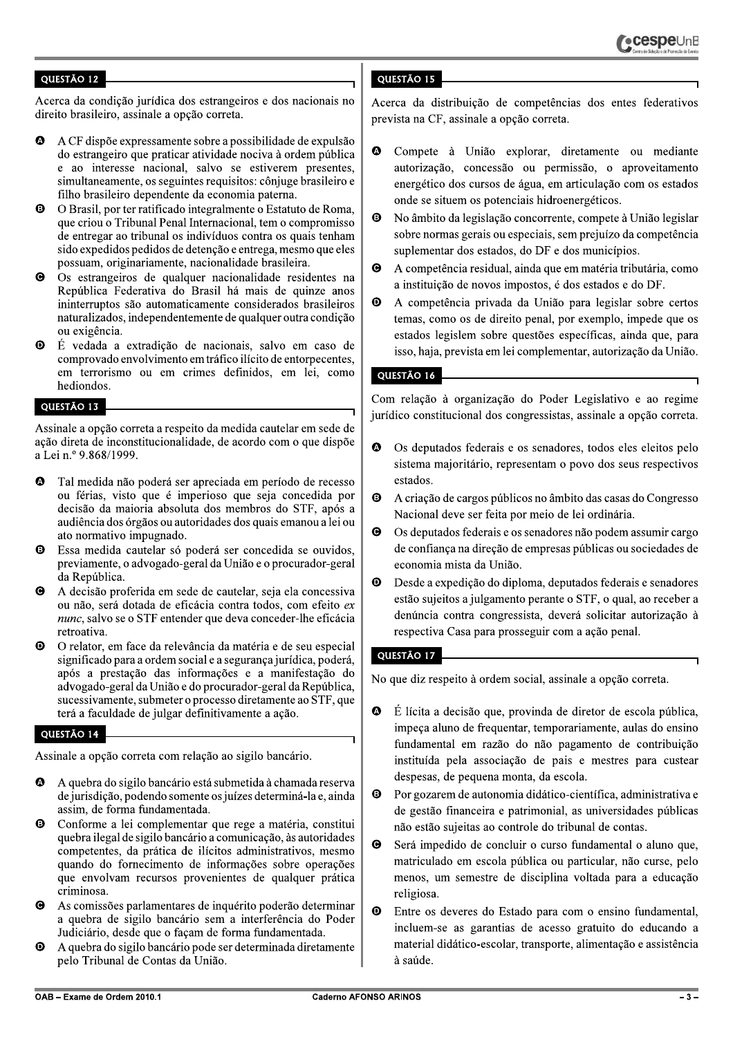## QUESTÃO 12

Acerca da condição jurídica dos estrangeiros e dos nacionais no direito brasileiro, assinale a opção correta.

- **A** A CF dispõe expressamente sobre a possibilidade de expulsão do estrangeiro que praticar atividade nociva à ordem pública e ao interesse nacional, salvo se estiverem presentes, simultaneamente, os seguintes requisitos: cônjuge brasileiro e filho brasileiro dependente da economia paterna.
- **B** O Brasil, por ter ratificado integralmente o Estatuto de Roma, que criou o Tribunal Penal Internacional, tem o compromisso de entregar ao tribunal os indivíduos contra os quais tenham sido expedidos pedidos de detenção e entrega, mesmo que eles possuam, originariamente, nacionalidade brasileira.
- **C** Os estrangeiros de qualquer nacionalidade residentes na República Federativa do Brasil há mais de quinze anos ininterruptos são automaticamente considerados brasileiros naturalizados, independentemente de qualquer outra condição ou exigência.
- **D** É vedada a extradição de nacionais, salvo em caso de comprovado envolvimento em tráfico ilícito de entorpecentes, em terrorismo ou em crimes definidos, em lei, como hediondos.

## QUESTÃO 13

Assinale a opção correta a respeito da medida cautelar em sede de ação direta de inconstitucionalidade, de acordo com o que dispõe a Lei n.º 9.868/1999.

- **A** Tal medida não poderá ser apreciada em período de recesso ou férias, visto que é imperioso que seja concedida por decisão da maioria absoluta dos membros do STF, após a audiência dos órgãos ou autoridades dos quais emanou a lei ou ato normativo impugnado.
- **B** Essa medida cautelar só poderá ser concedida se ouvidos, previamente, o advogado-geral da União e o procurador-geral da República.
- **C** A decisão proferida em sede de cautelar, seja ela concessiva ou não, será dotada de eficácia contra todos, com efeito *ex nunc*, salvo se o STF entender que deva conceder-lhe eficácia retroativa.
- **D** O relator, em face da relevância da matéria e de seu especial significado para a ordem social e a segurança jurídica, poderá, após a prestação das informações e a manifestação do advogado-geral da União e do procurador-geral da República, sucessivamente, submeter o processo diretamente ao STF, que terá a faculdade de julgar definitivamente a ação.

## QUESTÃO 14

Assinale a opção correta com relação ao sigilo bancário.

- **A** A quebra do sigilo bancário está submetida à chamada reserva de jurisdição, podendo somente os juízes determiná-la e, ainda assim, de forma fundamentada.
- **B** Conforme a lei complementar que rege a matéria, constitui quebra ilegal de sigilo bancário a comunicação, às autoridades competentes, da prática de ilícitos administrativos, mesmo quando do fornecimento de informações sobre operações que envolvam recursos provenientes de qualquer prática criminosa.
- **C** As comissões parlamentares de inquérito poderão determinar a quebra de sigilo bancário sem a interferência do Poder Judiciário, desde que o façam de forma fundamentada.
- **D** A quebra do sigilo bancário pode ser determinada diretamente pelo Tribunal de Contas da União.

## QUESTÃO 15

Acerca da distribuição de competências dos entes federativos prevista na CF, assinale a opção correta.

- **A** Compete à União explorar, diretamente ou mediante autorização, concessão ou permissão, o aproveitamento energético dos cursos de água, em articulação com os estados onde se situem os potenciais hidroenergéticos.
- **B** No âmbito da legislação concorrente, compete à União legislar sobre normas gerais ou especiais, sem prejuízo da competência suplementar dos estados, do DF e dos municípios.
- **C** A competência residual, ainda que em matéria tributária, como a instituição de novos impostos, é dos estados e do DF.
- **D** A competência privada da União para legislar sobre certos temas, como os de direito penal, por exemplo, impede que os estados legislem sobre questões específicas, ainda que, para isso, haja, prevista em lei complementar, autorização da União.

## QUESTÃO 16

Com relação à organização do Poder Legislativo e ao regime jurídico constitucional dos congressistas, assinale a opção correta.

- **A** Os deputados federais e os senadores, todos eles eleitos pelo sistema majoritário, representam o povo dos seus respectivos estados.
- **B** A criação de cargos públicos no âmbito das casas do Congresso Nacional deve ser feita por meio de lei ordinária.
- **C** Os deputados federais e os senadores não podem assumir cargo de confiança na direção de empresas públicas ou sociedades de economia mista da União.
- **D** Desde a expedição do diploma, deputados federais e senadores estão sujeitos a julgamento perante o STF, o qual, ao receber a denúncia contra congressista, deverá solicitar autorização à respectiva Casa para prosseguir com a ação penal.

## QUESTÃO 17

No que diz respeito à ordem social, assinale a opção correta.

- **A** É lícita a decisão que, provinda de diretor de escola pública, impeça aluno de frequentar, temporariamente, aulas do ensino fundamental em razão do não pagamento de contribuição instituída pela associação de pais e mestres para custear despesas, de pequena monta, da escola.
- **B** Por gozarem de autonomia didático-científica, administrativa e de gestão financeira e patrimonial, as universidades públicas não estão sujeitas ao controle do tribunal de contas.
- **C** Será impedido de concluir o curso fundamental o aluno que, matriculado em escola pública ou particular, não curse, pelo menos, um semestre de disciplina voltada para a educação religiosa.
- **D** Entre os deveres do Estado para com o ensino fundamental, incluem-se as garantias de acesso gratuito do educando a material didático-escolar, transporte, alimentação e assistência à saúde.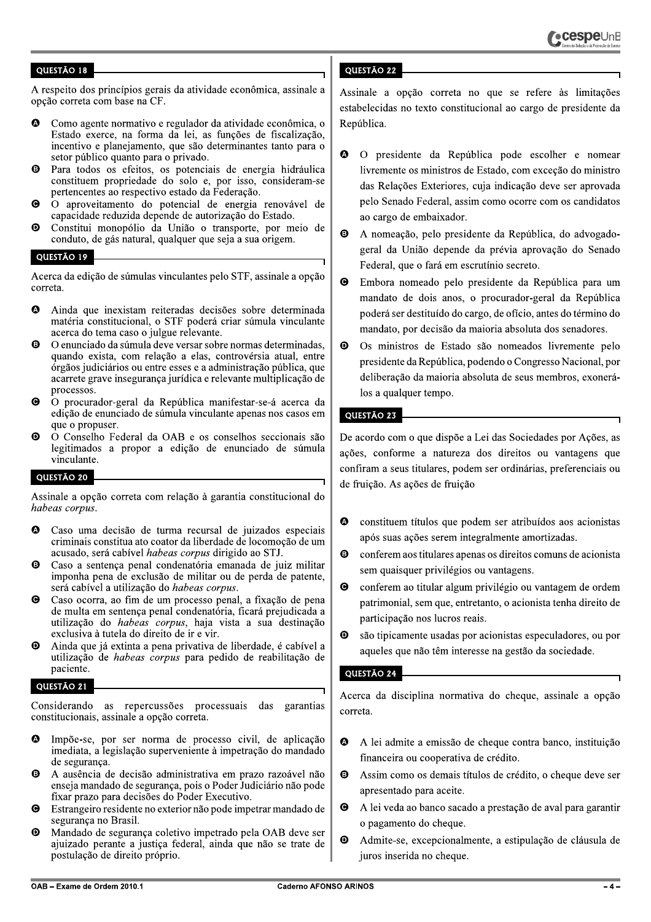## QUESTÃO 18

A respeito dos princípios gerais da atividade econômica, assinale a opção correta com base na CF.

- **A** Como agente normativo e regulador da atividade econômica, o Estado exerce, na forma da lei, as funções de fiscalização, incentivo e planejamento, que são determinantes tanto para o setor público quanto para o privado.
- **B** Para todos os efeitos, os potenciais de energia hidráulica constituem propriedade do solo e, por isso, consideram-se pertencentes ao respectivo estado da Federação.
- **C** O aproveitamento do potencial de energia renovável de capacidade reduzida depende de autorização do Estado.
- **D** Constitui monopólio da União o transporte, por meio de conduto, de gás natural, qualquer que seja a sua origem.

## QUESTÃO 19

Acerca da edição de súmulas vinculantes pelo STF, assinale a opção correta.

- **A** Ainda que inexistam reiteradas decisões sobre determinada matéria constitucional, o STF poderá criar súmula vinculante acerca do tema caso o julgue relevante.
- **B** O enunciado da súmula deve versar sobre normas determinadas, quando exista, com relação a elas, controvérsia atual, entre órgãos judiciários ou entre esses e a administração pública, que acarrete grave insegurança jurídica e relevante multiplicação de processos.
- **C** O procurador-geral da República manifestar-se-á acerca da edição de enunciado de súmula vinculante apenas nos casos em que o propuser.
- **D** O Conselho Federal da OAB e os conselhos seccionais são legitimados a propor a edição de enunciado de súmula vinculante.

## QUESTÃO 20

Assinale a opção correta com relação à garantia constitucional do *habeas corpus*.

- **A** Caso uma decisão de turma recursal de juizados especiais criminais constitua ato coator da liberdade de locomoção de um acusado, será cabível *habeas corpus* dirigido ao STJ.
- **B** Caso a sentença penal condenatória emanada de juiz militar imponha pena de exclusão de militar ou de perda de patente, será cabível a utilização do *habeas corpus*.
- **C** Caso ocorra, ao fim de um processo penal, a fixação de pena de multa em sentença penal condenatória, ficará prejudicada a utilização do *habeas corpus*, haja vista a sua destinação exclusiva à tutela do direito de ir e vir.
- **D** Ainda que já extinta a pena privativa de liberdade, é cabível a utilização de *habeas corpus* para pedido de reabilitação de paciente.

## QUESTÃO 21

Considerando as repercussões processuais das garantias constitucionais, assinale a opção correta.

- **A** Impõe-se, por ser norma de processo civil, de aplicação imediata, a legislação superveniente à impetração do mandado de segurança.
- **B** A ausência de decisão administrativa em prazo razoável não enseja mandado de segurança, pois o Poder Judiciário não pode fixar prazo para decisões do Poder Executivo.
- **C** Estrangeiro residente no exterior não pode impetrar mandado de segurança no Brasil.
- **D** Mandado de segurança coletivo impetrado pela OAB deve ser ajuizado perante a justiça federal, ainda que não se trate de postulação de direito próprio.

## QUESTÃO 22

Assinale a opção correta no que se refere às limitações estabelecidas no texto constitucional ao cargo de presidente da República.

- **A** O presidente da República pode escolher e nomear livremente os ministros de Estado, com exceção do ministro das Relações Exteriores, cuja indicação deve ser aprovada pelo Senado Federal, assim como ocorre com os candidatos ao cargo de embaixador.
- **B** A nomeação, pelo presidente da República, do advogado-geral da União depende da prévia aprovação do Senado Federal, que o fará em escrutínio secreto.
- **C** Embora nomeado pelo presidente da República para um mandato de dois anos, o procurador-geral da República poderá ser destituído do cargo, de ofício, antes do término do mandato, por decisão da maioria absoluta dos senadores.
- **D** Os ministros de Estado são nomeados livremente pelo presidente da República, podendo o Congresso Nacional, por deliberação da maioria absoluta de seus membros, exonerá-los a qualquer tempo.

## QUESTÃO 23

De acordo com o que dispõe a Lei das Sociedades por Ações, as ações, conforme a natureza dos direitos ou vantagens que confiram a seus titulares, podem ser ordinárias, preferenciais ou de fruição. As ações de fruição

- **A** constituem títulos que podem ser atribuídos aos acionistas após suas ações serem integralmente amortizadas.
- **B** conferem aos titulares apenas os direitos comuns de acionista sem quaisquer privilégios ou vantagens.
- **C** conferem ao titular algum privilégio ou vantagem de ordem patrimonial, sem que, entretanto, o acionista tenha direito de participação nos lucros reais.
- **D** são tipicamente usadas por acionistas especuladores, ou por aqueles que não têm interesse na gestão da sociedade.

## QUESTÃO 24

Acerca da disciplina normativa do cheque, assinale a opção correta.

- **A** A lei admite a emissão de cheque contra banco, instituição financeira ou cooperativa de crédito.
- **B** Assim como os demais títulos de crédito, o cheque deve ser apresentado para aceite.
- **C** A lei veda ao banco sacado a prestação de aval para garantir o pagamento do cheque.
- **D** Admite-se, excepcionalmente, a estipulação de cláusula de juros inserida no cheque.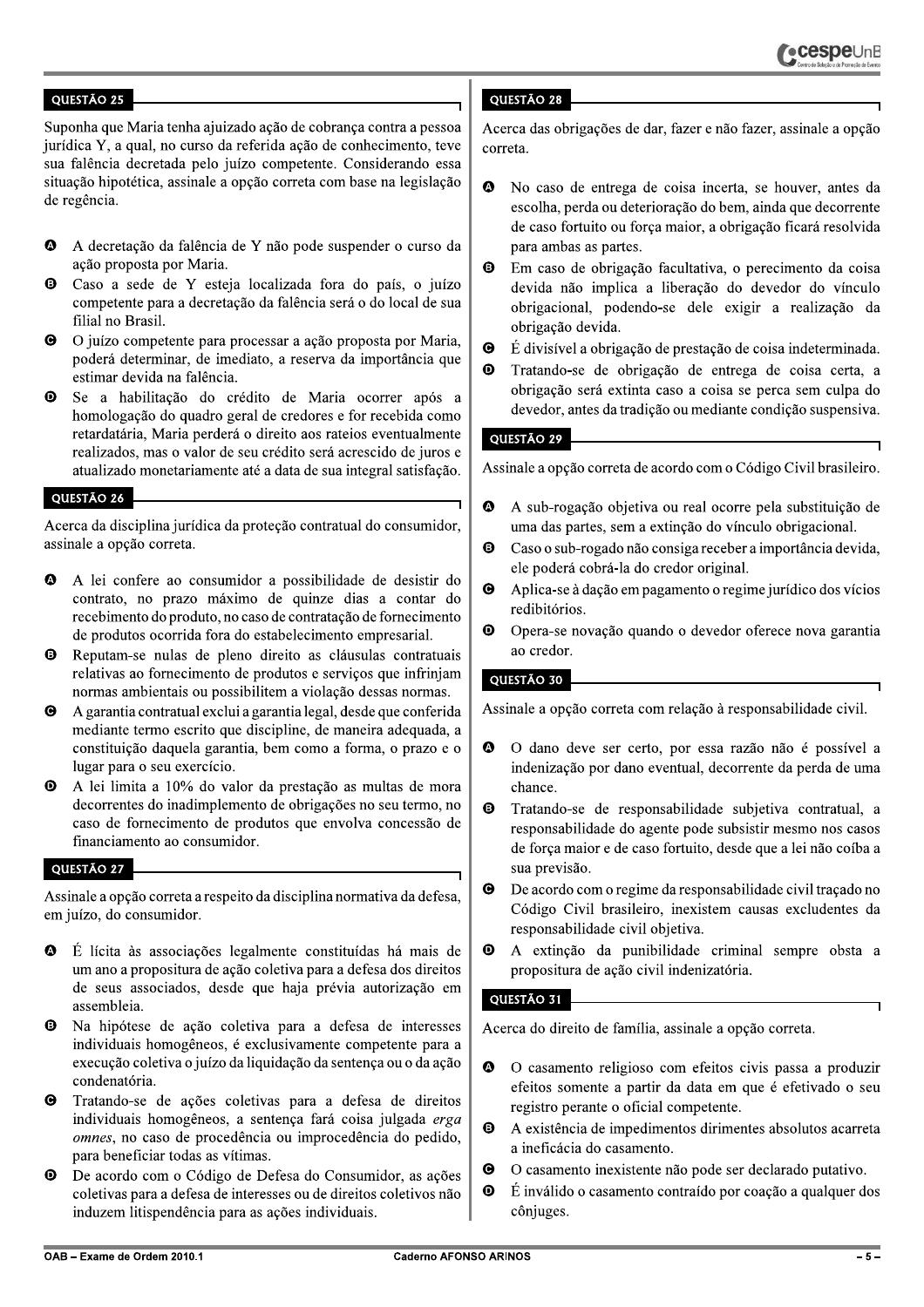## QUESTÃO 25

Suponha que Maria tenha ajuizado ação de cobrança contra a pessoa jurídica Y, a qual, no curso da referida ação de conhecimento, teve sua falência decretada pelo juízo competente. Considerando essa situação hipotética, assinale a opção correta com base na legislação de regência.

- **A** A decretação da falência de Y não pode suspender o curso da ação proposta por Maria.
- **B** Caso a sede de Y esteja localizada fora do país, o juízo competente para a decretação da falência será o do local de sua filial no Brasil.
- **C** O juízo competente para processar a ação proposta por Maria, poderá determinar, de imediato, a reserva da importância que estimar devida na falência.
- **D** Se a habilitação do crédito de Maria ocorrer após a homologação do quadro geral de credores e for recebida como retardatária, Maria perderá o direito aos rateios eventualmente realizados, mas o valor de seu crédito será acrescido de juros e atualizado monetariamente até a data de sua integral satisfação.

## QUESTÃO 26

Acerca da disciplina jurídica da proteção contratual do consumidor, assinale a opção correta.

- **A** A lei confere ao consumidor a possibilidade de desistir do contrato, no prazo máximo de quinze dias a contar do recebimento do produto, no caso de contratação de fornecimento de produtos ocorrida fora do estabelecimento empresarial.
- **B** Reputam-se nulas de pleno direito as cláusulas contratuais relativas ao fornecimento de produtos e serviços que infrinjam normas ambientais ou possibilitem a violação dessas normas.
- **C** A garantia contratual exclui a garantia legal, desde que conferida mediante termo escrito que discipline, de maneira adequada, a constituição daquela garantia, bem como a forma, o prazo e o lugar para o seu exercício.
- **D** A lei limita a 10% do valor da prestação as multas de mora decorrentes do inadimplemento de obrigações no seu termo, no caso de fornecimento de produtos que envolva concessão de financiamento ao consumidor.

## QUESTÃO 27

Assinale a opção correta a respeito da disciplina normativa da defesa, em juízo, do consumidor.

- **A** É lícita às associações legalmente constituídas há mais de um ano a propositura de ação coletiva para a defesa dos direitos de seus associados, desde que haja prévia autorização em assembleia.
- **B** Na hipótese de ação coletiva para a defesa de interesses individuais homogêneos, é exclusivamente competente para a execução coletiva o juízo da liquidação da sentença ou o da ação condenatória.
- **C** Tratando-se de ações coletivas para a defesa de direitos individuais homogêneos, a sentença fará coisa julgada *erga omnes*, no caso de procedência ou improcedência do pedido, para beneficiar todas as vítimas.
- **D** De acordo com o Código de Defesa do Consumidor, as ações coletivas para a defesa de interesses ou de direitos coletivos não induzem litispendência para as ações individuais.

## QUESTÃO 28

Acerca das obrigações de dar, fazer e não fazer, assinale a opção correta.

- **A** No caso de entrega de coisa incerta, se houver, antes da escolha, perda ou deterioração do bem, ainda que decorrente de caso fortuito ou força maior, a obrigação ficará resolvida para ambas as partes.
- **B** Em caso de obrigação facultativa, o perecimento da coisa devida não implica a liberação do devedor do vínculo obrigacional, podendo-se dele exigir a realização da obrigação devida.
- **C** É divisível a obrigação de prestação de coisa indeterminada.
- **D** Tratando-se de obrigação de entrega de coisa certa, a obrigação será extinta caso a coisa se perca sem culpa do devedor, antes da tradição ou mediante condição suspensiva.

## QUESTÃO 29

Assinale a opção correta de acordo com o Código Civil brasileiro.

- **A** A sub-rogação objetiva ou real ocorre pela substituição de uma das partes, sem a extinção do vínculo obrigacional.
- **B** Caso o sub-rogado não consiga receber a importância devida, ele poderá cobrá-la do credor original.
- **C** Aplica-se à dação em pagamento o regime jurídico dos vícios redibitórios.
- **D** Opera-se novação quando o devedor oferece nova garantia ao credor.

## QUESTÃO 30

Assinale a opção correta com relação à responsabilidade civil.

- **A** O dano deve ser certo, por essa razão não é possível a indenização por dano eventual, decorrente da perda de uma chance.
- **B** Tratando-se de responsabilidade subjetiva contratual, a responsabilidade do agente pode subsistir mesmo nos casos de força maior e de caso fortuito, desde que a lei não coíba a sua previsão.
- **C** De acordo com o regime da responsabilidade civil traçado no Código Civil brasileiro, inexistem causas excludentes da responsabilidade civil objetiva.
- **D** A extinção da punibilidade criminal sempre obsta a propositura de ação civil indenizatória.

## QUESTÃO 31

Acerca do direito de família, assinale a opção correta.

- **A** O casamento religioso com efeitos civis passa a produzir efeitos somente a partir da data em que é efetivado o seu registro perante o oficial competente.
- **B** A existência de impedimentos dirimentes absolutos acarreta a ineficácia do casamento.
- **C** O casamento inexistente não pode ser declarado putativo.
- **D** É inválido o casamento contraído por coação a qualquer dos cônjuges.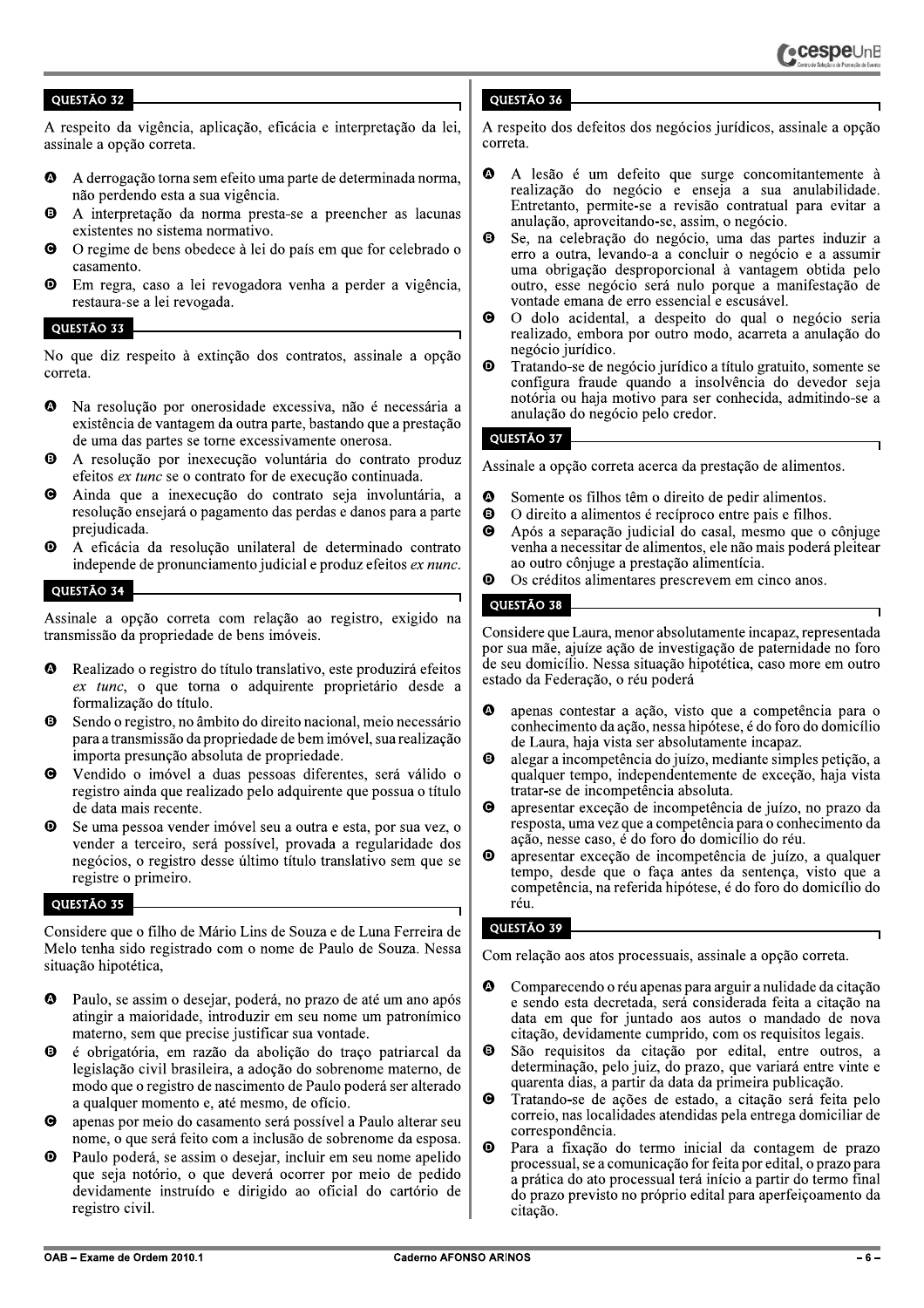### QUESTÃO 32

A respeito da vigência, aplicação, eficácia e interpretação da lei, assinale a opção correta.

- **A** A derrogação torna sem efeito uma parte de determinada norma, não perdendo esta a sua vigência.
- **B** A interpretação da norma presta-se a preencher as lacunas existentes no sistema normativo.
- **C** O regime de bens obedece à lei do país em que for celebrado o casamento.
- **D** Em regra, caso a lei revogadora venha a perder a vigência, restaura-se a lei revogada.

### QUESTÃO 33

No que diz respeito à extinção dos contratos, assinale a opção correta.

- **A** Na resolução por onerosidade excessiva, não é necessária a existência de vantagem da outra parte, bastando que a prestação de uma das partes se torne excessivamente onerosa.
- **B** A resolução por inexecução voluntária do contrato produz efeitos *ex tunc* se o contrato for de execução continuada.
- **C** Ainda que a inexecução do contrato seja involuntária, a resolução ensejará o pagamento das perdas e danos para a parte prejudicada.
- **D** A eficácia da resolução unilateral de determinado contrato independe de pronunciamento judicial e produz efeitos *ex nunc*.

### QUESTÃO 34

Assinale a opção correta com relação ao registro, exigido na transmissão da propriedade de bens imóveis.

- **A** Realizado o registro do título translativo, este produzirá efeitos *ex tunc*, o que torna o adquirente proprietário desde a formalização do título.
- **B** Sendo o registro, no âmbito do direito nacional, meio necessário para a transmissão da propriedade de bem imóvel, sua realização importa presunção absoluta de propriedade.
- **C** Vendido o imóvel a duas pessoas diferentes, será válido o registro ainda que realizado pelo adquirente que possua o título de data mais recente.
- **D** Se uma pessoa vender imóvel seu a outra e esta, por sua vez, o vender a terceiro, será possível, provada a regularidade dos negócios, o registro desse último título translativo sem que se registre o primeiro.

### QUESTÃO 35

Considere que o filho de Mário Lins de Souza e de Luna Ferreira de Melo tenha sido registrado com o nome de Paulo de Souza. Nessa situação hipotética,

- **A** Paulo, se assim o desejar, poderá, no prazo de até um ano após atingir a maioridade, introduzir em seu nome um patronímico materno, sem que precise justificar sua vontade.
- **B** é obrigatória, em razão da abolição do traço patriarcal da legislação civil brasileira, a adoção do sobrenome materno, de modo que o registro de nascimento de Paulo poderá ser alterado a qualquer momento e, até mesmo, de ofício.
- **C** apenas por meio do casamento será possível a Paulo alterar seu nome, o que será feito com a inclusão de sobrenome da esposa.
- **D** Paulo poderá, se assim o desejar, incluir em seu nome apelido que seja notório, o que deverá ocorrer por meio de pedido devidamente instruído e dirigido ao oficial do cartório de registro civil.

### QUESTÃO 36

A respeito dos defeitos dos negócios jurídicos, assinale a opção correta.

- **A** A lesão é um defeito que surge concomitantemente à realização do negócio e enseja a sua anulabilidade. Entretanto, permite-se a revisão contratual para evitar a anulação, aproveitando-se, assim, o negócio.
- **B** Se, na celebração do negócio, uma das partes induzir a erro a outra, levando-a a concluir o negócio e a assumir uma obrigação desproporcional à vantagem obtida pelo outro, esse negócio será nulo porque a manifestação de vontade emana de erro essencial e escusável.
- **C** O dolo acidental, a despeito do qual o negócio seria realizado, embora por outro modo, acarreta a anulação do negócio jurídico.
- **D** Tratando-se de negócio jurídico a título gratuito, somente se configura fraude quando a insolvência do devedor seja notória ou haja motivo para ser conhecida, admitindo-se a anulação do negócio pelo credor.

### QUESTÃO 37

Assinale a opção correta acerca da prestação de alimentos.

- **A** Somente os filhos têm o direito de pedir alimentos.
- **B** O direito a alimentos é recíproco entre pais e filhos.
- **C** Após a separação judicial do casal, mesmo que o cônjuge venha a necessitar de alimentos, ele não mais poderá pleitear ao outro cônjuge a prestação alimentícia.
- **D** Os créditos alimentares prescrevem em cinco anos.

### QUESTÃO 38

Considere que Laura, menor absolutamente incapaz, representada por sua mãe, ajuíze ação de investigação de paternidade no foro de seu domicílio. Nessa situação hipotética, caso more em outro estado da Federação, o réu poderá

- **A** apenas contestar a ação, visto que a competência para o conhecimento da ação, nessa hipótese, é do foro do domicílio de Laura, haja vista ser absolutamente incapaz.
- **B** alegar a incompetência do juízo, mediante simples petição, a qualquer tempo, independentemente de exceção, haja vista tratar-se de incompetência absoluta.
- **C** apresentar exceção de incompetência de juízo, no prazo da resposta, uma vez que a competência para o conhecimento da ação, nesse caso, é do foro do domicílio do réu.
- **D** apresentar exceção de incompetência de juízo, a qualquer tempo, desde que o faça antes da sentença, visto que a competência, na referida hipótese, é do foro do domicílio do réu.

### QUESTÃO 39

Com relação aos atos processuais, assinale a opção correta.

- **A** Comparecendo o réu apenas para arguir a nulidade da citação e sendo esta decretada, será considerada feita a citação na data em que for juntado aos autos o mandado de nova citação, devidamente cumprido, com os requisitos legais.
- **B** São requisitos da citação por edital, entre outros, a determinação, pelo juiz, do prazo, que variará entre vinte e quarenta dias, a partir da data da primeira publicação.
- **C** Tratando-se de ações de estado, a citação será feita pelo correio, nas localidades atendidas pela entrega domiciliar de correspondência.
- **D** Para a fixação do termo inicial da contagem de prazo processual, se a comunicação for feita por edital, o prazo para a prática do ato processual terá início a partir do termo final do prazo previsto no próprio edital para aperfeiçoamento da citação.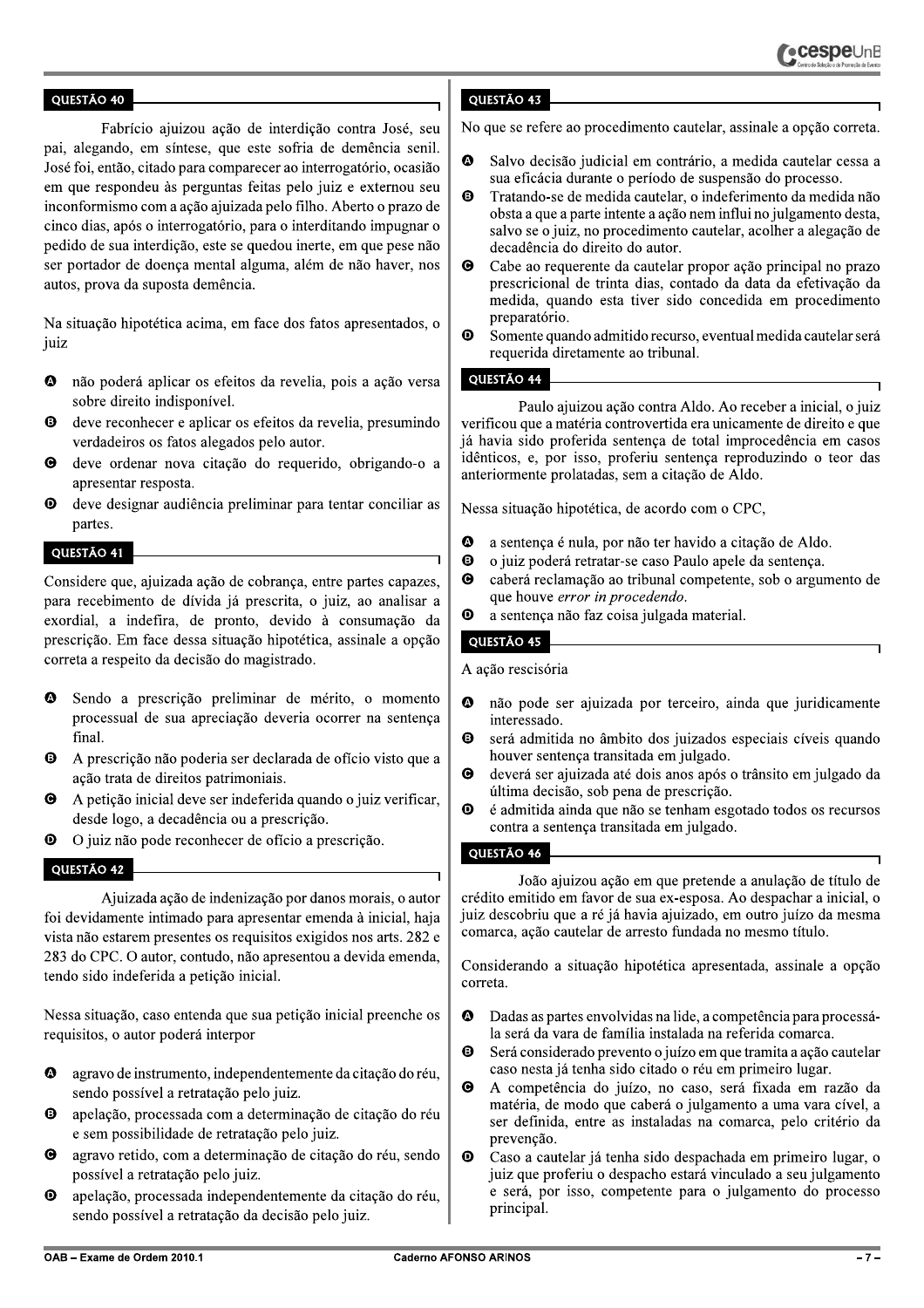## QUESTÃO 40

Fabrício ajuizou ação de interdição contra José, seu pai, alegando, em síntese, que este sofria de demência senil. José foi, então, citado para comparecer ao interrogatório, ocasião em que respondeu às perguntas feitas pelo juiz e externou seu inconformismo com a ação ajuizada pelo filho. Aberto o prazo de cinco dias, após o interrogatório, para o interditando impugnar o pedido de sua interdição, este se quedou inerte, em que pese não ser portador de doença mental alguma, além de não haver, nos autos, prova da suposta demência.

Na situação hipotética acima, em face dos fatos apresentados, o juiz

- **A** não poderá aplicar os efeitos da revelia, pois a ação versa sobre direito indisponível.
- **B** deve reconhecer e aplicar os efeitos da revelia, presumindo verdadeiros os fatos alegados pelo autor.
- **C** deve ordenar nova citação do requerido, obrigando-o a apresentar resposta.
- **D** deve designar audiência preliminar para tentar conciliar as partes.

## QUESTÃO 41

Considere que, ajuizada ação de cobrança, entre partes capazes, para recebimento de dívida já prescrita, o juiz, ao analisar a exordial, a indefira, de pronto, devido à consumação da prescrição. Em face dessa situação hipotética, assinale a opção correta a respeito da decisão do magistrado.

- **A** Sendo a prescrição preliminar de mérito, o momento processual de sua apreciação deveria ocorrer na sentença final.
- **B** A prescrição não poderia ser declarada de ofício visto que a ação trata de direitos patrimoniais.
- **C** A petição inicial deve ser indeferida quando o juiz verificar, desde logo, a decadência ou a prescrição.
- **D** O juiz não pode reconhecer de ofício a prescrição.

## QUESTÃO 42

Ajuizada ação de indenização por danos morais, o autor foi devidamente intimado para apresentar emenda à inicial, haja vista não estarem presentes os requisitos exigidos nos arts. 282 e 283 do CPC. O autor, contudo, não apresentou a devida emenda, tendo sido indeferida a petição inicial.

Nessa situação, caso entenda que sua petição inicial preenche os requisitos, o autor poderá interpor

- **A** agravo de instrumento, independentemente da citação do réu, sendo possível a retratação pelo juiz.
- **B** apelação, processada com a determinação de citação do réu e sem possibilidade de retratação pelo juiz.
- **C** agravo retido, com a determinação de citação do réu, sendo possível a retratação pelo juiz.
- **D** apelação, processada independentemente da citação do réu, sendo possível a retratação da decisão pelo juiz.

## QUESTÃO 43

No que se refere ao procedimento cautelar, assinale a opção correta.

- **A** Salvo decisão judicial em contrário, a medida cautelar cessa a sua eficácia durante o período de suspensão do processo.
- **B** Tratando-se de medida cautelar, o indeferimento da medida não obsta a que a parte intente a ação nem influi no julgamento desta, salvo se o juiz, no procedimento cautelar, acolher a alegação de decadência do direito do autor.
- **C** Cabe ao requerente da cautelar propor ação principal no prazo prescricional de trinta dias, contado da data da efetivação da medida, quando esta tiver sido concedida em procedimento preparatório.
- **D** Somente quando admitido recurso, eventual medida cautelar será requerida diretamente ao tribunal.

## QUESTÃO 44

Paulo ajuizou ação contra Aldo. Ao receber a inicial, o juiz verificou que a matéria controvertida era unicamente de direito e que já havia sido proferida sentença de total improcedência em casos idênticos, e, por isso, proferiu sentença reproduzindo o teor das anteriormente prolatadas, sem a citação de Aldo.

Nessa situação hipotética, de acordo com o CPC,

- **A** a sentença é nula, por não ter havido a citação de Aldo.
- **B** o juiz poderá retratar-se caso Paulo apele da sentença.
- **C** caberá reclamação ao tribunal competente, sob o argumento de que houve *error in procedendo*.
- **D** a sentença não faz coisa julgada material.

## QUESTÃO 45

A ação rescisória

- **A** não pode ser ajuizada por terceiro, ainda que juridicamente interessado.
- **B** será admitida no âmbito dos juizados especiais cíveis quando houver sentença transitada em julgado.
- **C** deverá ser ajuizada até dois anos após o trânsito em julgado da última decisão, sob pena de prescrição.
- **D** é admitida ainda que não se tenham esgotado todos os recursos contra a sentença transitada em julgado.

## QUESTÃO 46

João ajuizou ação em que pretende a anulação de título de crédito emitido em favor de sua ex-esposa. Ao despachar a inicial, o juiz descobriu que a ré já havia ajuizado, em outro juízo da mesma comarca, ação cautelar de arresto fundada no mesmo título.

Considerando a situação hipotética apresentada, assinale a opção correta.

- **A** Dadas as partes envolvidas na lide, a competência para processá-la será da vara de família instalada na referida comarca.
- **B** Será considerado prevento o juízo em que tramita a ação cautelar caso nesta já tenha sido citado o réu em primeiro lugar.
- **C** A competência do juízo, no caso, será fixada em razão da matéria, de modo que caberá o julgamento a uma vara cível, a ser definida, entre as instaladas na comarca, pelo critério da prevenção.
- **D** Caso a cautelar já tenha sido despachada em primeiro lugar, o juiz que proferiu o despacho estará vinculado a seu julgamento e será, por isso, competente para o julgamento do processo principal.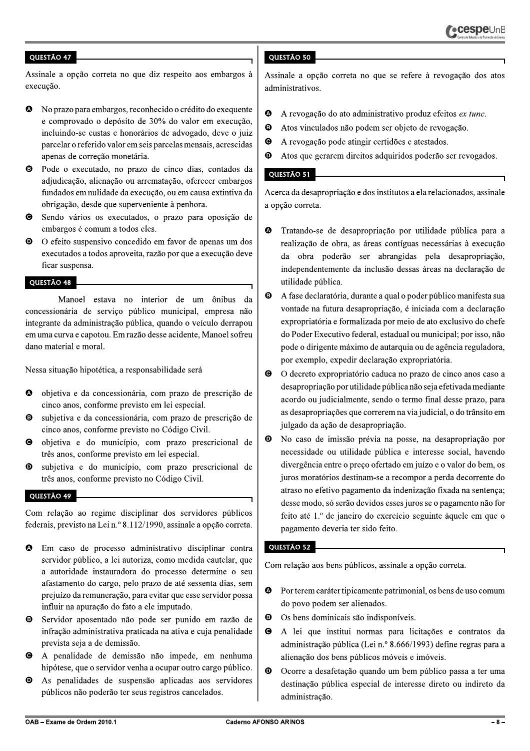### QUESTÃO 47

Assinale a opção correta no que diz respeito aos embargos à execução.

- **A** No prazo para embargos, reconhecido o crédito do exequente e comprovado o depósito de 30% do valor em execução, incluindo-se custas e honorários de advogado, deve o juiz parcelar o referido valor em seis parcelas mensais, acrescidas apenas de correção monetária.
- **B** Pode o executado, no prazo de cinco dias, contados da adjudicação, alienação ou arrematação, oferecer embargos fundados em nulidade da execução, ou em causa extintiva da obrigação, desde que superveniente à penhora.
- **C** Sendo vários os executados, o prazo para oposição de embargos é comum a todos eles.
- **D** O efeito suspensivo concedido em favor de apenas um dos executados a todos aproveita, razão por que a execução deve ficar suspensa.

### QUESTÃO 48

Manoel estava no interior de um ônibus da concessionária de serviço público municipal, empresa não integrante da administração pública, quando o veículo derrapou em uma curva e capotou. Em razão desse acidente, Manoel sofreu dano material e moral.

Nessa situação hipotética, a responsabilidade será

- **A** objetiva e da concessionária, com prazo de prescrição de cinco anos, conforme previsto em lei especial.
- **B** subjetiva e da concessionária, com prazo de prescrição de cinco anos, conforme previsto no Código Civil.
- **C** objetiva e do município, com prazo prescricional de três anos, conforme previsto em lei especial.
- **D** subjetiva e do município, com prazo prescricional de três anos, conforme previsto no Código Civil.

### QUESTÃO 49

Com relação ao regime disciplinar dos servidores públicos federais, previsto na Lei n.º 8.112/1990, assinale a opção correta.

- **A** Em caso de processo administrativo disciplinar contra servidor público, a lei autoriza, como medida cautelar, que a autoridade instauradora do processo determine o seu afastamento do cargo, pelo prazo de até sessenta dias, sem prejuízo da remuneração, para evitar que esse servidor possa influir na apuração do fato a ele imputado.
- **B** Servidor aposentado não pode ser punido em razão de infração administrativa praticada na ativa e cuja penalidade prevista seja a de demissão.
- **C** A penalidade de demissão não impede, em nenhuma hipótese, que o servidor venha a ocupar outro cargo público.
- **D** As penalidades de suspensão aplicadas aos servidores públicos não poderão ter seus registros cancelados.

### QUESTÃO 50

Assinale a opção correta no que se refere à revogação dos atos administrativos.

- **A** A revogação do ato administrativo produz efeitos *ex tunc*.
- **B** Atos vinculados não podem ser objeto de revogação.
- **C** A revogação pode atingir certidões e atestados.
- **D** Atos que gerarem direitos adquiridos poderão ser revogados.

### QUESTÃO 51

Acerca da desapropriação e dos institutos a ela relacionados, assinale a opção correta.

- **A** Tratando-se de desapropriação por utilidade pública para a realização de obra, as áreas contíguas necessárias à execução da obra poderão ser abrangidas pela desapropriação, independentemente da inclusão dessas áreas na declaração de utilidade pública.
- **B** A fase declaratória, durante a qual o poder público manifesta sua vontade na futura desapropriação, é iniciada com a declaração expropriatória e formalizada por meio de ato exclusivo do chefe do Poder Executivo federal, estadual ou municipal; por isso, não pode o dirigente máximo de autarquia ou de agência reguladora, por exemplo, expedir declaração expropriatória.
- **C** O decreto expropriatório caduca no prazo de cinco anos caso a desapropriação por utilidade pública não seja efetivada mediante acordo ou judicialmente, sendo o termo final desse prazo, para as desapropriações que correrem na via judicial, o do trânsito em julgado da ação de desapropriação.
- **D** No caso de imissão prévia na posse, na desapropriação por necessidade ou utilidade pública e interesse social, havendo divergência entre o preço ofertado em juízo e o valor do bem, os juros moratórios destinam-se a recompor a perda decorrente do atraso no efetivo pagamento da indenização fixada na sentença; desse modo, só serão devidos esses juros se o pagamento não for feito até 1.º de janeiro do exercício seguinte àquele em que o pagamento deveria ter sido feito.

### QUESTÃO 52

Com relação aos bens públicos, assinale a opção correta.

- **A** Por terem caráter tipicamente patrimonial, os bens de uso comum do povo podem ser alienados.
- **B** Os bens dominicais são indisponíveis.
- **C** A lei que institui normas para licitações e contratos da administração pública (Lei n.º 8.666/1993) define regras para a alienação dos bens públicos móveis e imóveis.
- **D** Ocorre a desafetação quando um bem público passa a ter uma destinação pública especial de interesse direto ou indireto da administração.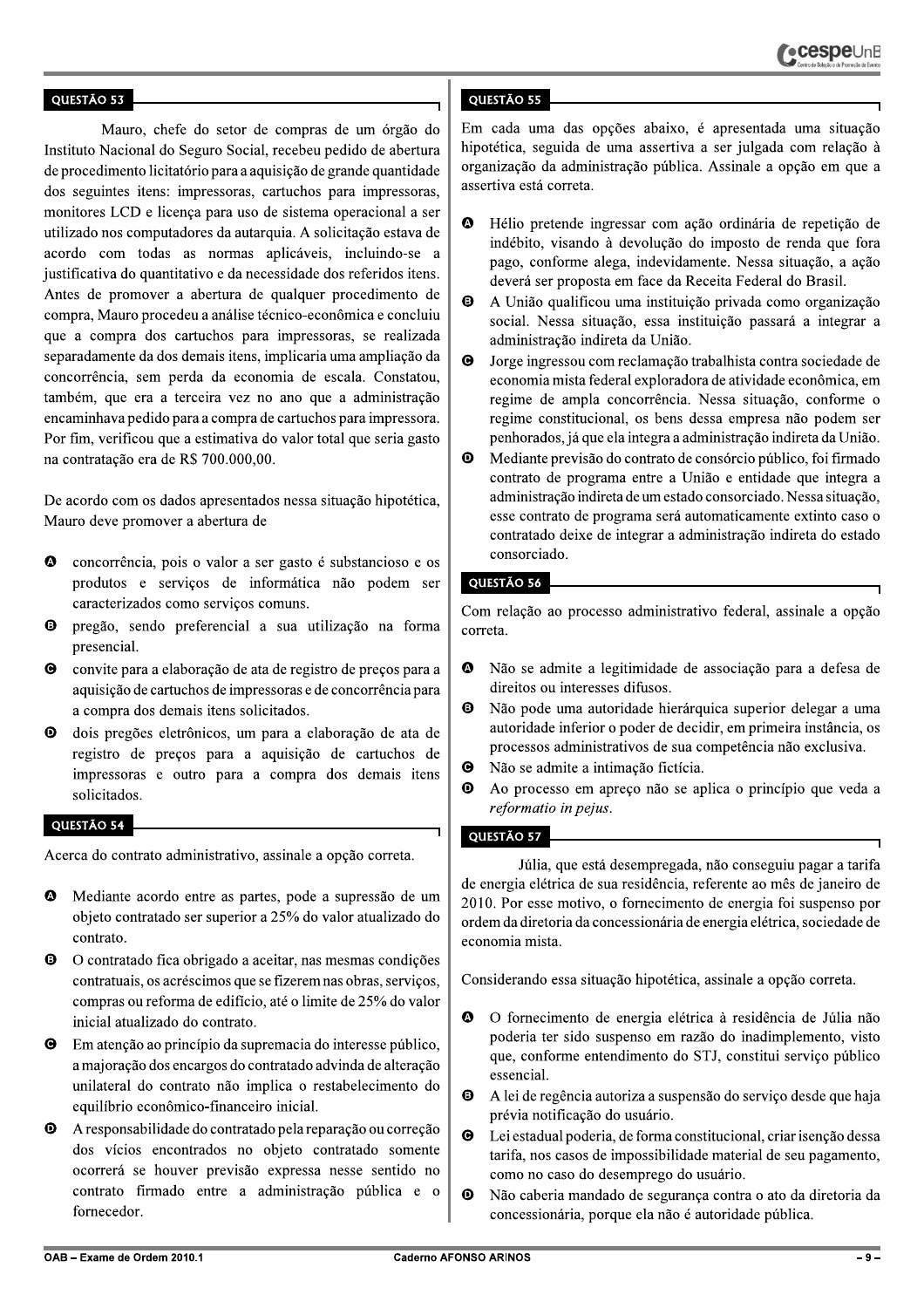## QUESTÃO 53

Mauro, chefe do setor de compras de um órgão do Instituto Nacional do Seguro Social, recebeu pedido de abertura de procedimento licitatório para a aquisição de grande quantidade dos seguintes itens: impressoras, cartuchos para impressoras, monitores LCD e licença para uso de sistema operacional a ser utilizado nos computadores da autarquia. A solicitação estava de acordo com todas as normas aplicáveis, incluindo-se a justificativa do quantitativo e da necessidade dos referidos itens. Antes de promover a abertura de qualquer procedimento de compra, Mauro procedeu a análise técnico-econômica e concluiu que a compra dos cartuchos para impressoras, se realizada separadamente da dos demais itens, implicaria uma ampliação da concorrência, sem perda da economia de escala. Constatou, também, que era a terceira vez no ano que a administração encaminhava pedido para a compra de cartuchos para impressora. Por fim, verificou que a estimativa do valor total que seria gasto na contratação era de R$ 700.000,00.

De acordo com os dados apresentados nessa situação hipotética, Mauro deve promover a abertura de

- **A** concorrência, pois o valor a ser gasto é substancioso e os produtos e serviços de informática não podem ser caracterizados como serviços comuns.
- **B** pregão, sendo preferencial a sua utilização na forma presencial.
- **C** convite para a elaboração de ata de registro de preços para a aquisição de cartuchos de impressoras e de concorrência para a compra dos demais itens solicitados.
- **D** dois pregões eletrônicos, um para a elaboração de ata de registro de preços para a aquisição de cartuchos de impressoras e outro para a compra dos demais itens solicitados.

## QUESTÃO 54

Acerca do contrato administrativo, assinale a opção correta.

- **A** Mediante acordo entre as partes, pode a supressão de um objeto contratado ser superior a 25% do valor atualizado do contrato.
- **B** O contratado fica obrigado a aceitar, nas mesmas condições contratuais, os acréscimos que se fizerem nas obras, serviços, compras ou reforma de edifício, até o limite de 25% do valor inicial atualizado do contrato.
- **C** Em atenção ao princípio da supremacia do interesse público, a majoração dos encargos do contratado advinda de alteração unilateral do contrato não implica o restabelecimento do equilíbrio econômico-financeiro inicial.
- **D** A responsabilidade do contratado pela reparação ou correção dos vícios encontrados no objeto contratado somente ocorrerá se houver previsão expressa nesse sentido no contrato firmado entre a administração pública e o fornecedor.

## QUESTÃO 55

Em cada uma das opções abaixo, é apresentada uma situação hipotética, seguida de uma assertiva a ser julgada com relação à organização da administração pública. Assinale a opção em que a assertiva está correta.

- **A** Hélio pretende ingressar com ação ordinária de repetição de indébito, visando à devolução do imposto de renda que fora pago, conforme alega, indevidamente. Nessa situação, a ação deverá ser proposta em face da Receita Federal do Brasil.
- **B** A União qualificou uma instituição privada como organização social. Nessa situação, essa instituição passará a integrar a administração indireta da União.
- **C** Jorge ingressou com reclamação trabalhista contra sociedade de economia mista federal exploradora de atividade econômica, em regime de ampla concorrência. Nessa situação, conforme o regime constitucional, os bens dessa empresa não podem ser penhorados, já que ela integra a administração indireta da União.
- **D** Mediante previsão do contrato de consórcio público, foi firmado contrato de programa entre a União e entidade que integra a administração indireta de um estado consorciado. Nessa situação, esse contrato de programa será automaticamente extinto caso o contratado deixe de integrar a administração indireta do estado consorciado.

## QUESTÃO 56

Com relação ao processo administrativo federal, assinale a opção correta.

- **A** Não se admite a legitimidade de associação para a defesa de direitos ou interesses difusos.
- **B** Não pode uma autoridade hierárquica superior delegar a uma autoridade inferior o poder de decidir, em primeira instância, os processos administrativos de sua competência não exclusiva.
- **C** Não se admite a intimação fictícia.
- **D** Ao processo em apreço não se aplica o princípio que veda a *reformatio in pejus*.

## QUESTÃO 57

Júlia, que está desempregada, não conseguiu pagar a tarifa de energia elétrica de sua residência, referente ao mês de janeiro de 2010. Por esse motivo, o fornecimento de energia foi suspenso por ordem da diretoria da concessionária de energia elétrica, sociedade de economia mista.

Considerando essa situação hipotética, assinale a opção correta.

- **A** O fornecimento de energia elétrica à residência de Júlia não poderia ter sido suspenso em razão do inadimplemento, visto que, conforme entendimento do STJ, constitui serviço público essencial.
- **B** A lei de regência autoriza a suspensão do serviço desde que haja prévia notificação do usuário.
- **C** Lei estadual poderia, de forma constitucional, criar isenção dessa tarifa, nos casos de impossibilidade material de seu pagamento, como no caso do desemprego do usuário.
- **D** Não caberia mandado de segurança contra o ato da diretoria da concessionária, porque ela não é autoridade pública.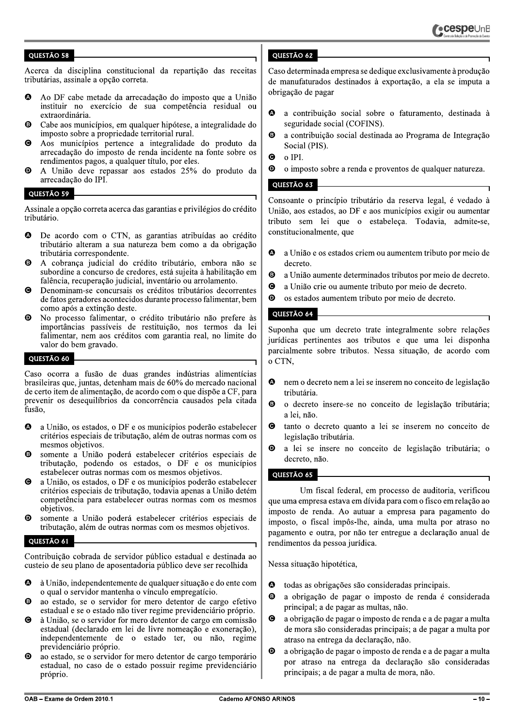### QUESTÃO 58

Acerca da disciplina constitucional da repartição das receitas tributárias, assinale a opção correta.

- **A** Ao DF cabe metade da arrecadação do imposto que a União instituir no exercício de sua competência residual ou extraordinária.
- **B** Cabe aos municípios, em qualquer hipótese, a integralidade do imposto sobre a propriedade territorial rural.
- **C** Aos municípios pertence a integralidade do produto da arrecadação do imposto de renda incidente na fonte sobre os rendimentos pagos, a qualquer título, por eles.
- **D** A União deve repassar aos estados 25% do produto da arrecadação do IPI.

### QUESTÃO 59

Assinale a opção correta acerca das garantias e privilégios do crédito tributário.

- **A** De acordo com o CTN, as garantias atribuídas ao crédito tributário alteram a sua natureza bem como a da obrigação tributária correspondente.
- **B** A cobrança judicial do crédito tributário, embora não se subordine a concurso de credores, está sujeita à habilitação em falência, recuperação judicial, inventário ou arrolamento.
- **C** Denominam-se concursais os créditos tributários decorrentes de fatos geradores acontecidos durante processo falimentar, bem como após a extinção deste.
- **D** No processo falimentar, o crédito tributário não prefere às importâncias passíveis de restituição, nos termos da lei falimentar, nem aos créditos com garantia real, no limite do valor do bem gravado.

### QUESTÃO 60

Caso ocorra a fusão de duas grandes indústrias alimentícias brasileiras que, juntas, detenham mais de 60% do mercado nacional de certo item de alimentação, de acordo com o que dispõe a CF, para prevenir os desequilíbrios da concorrência causados pela citada fusão,

- **A** a União, os estados, o DF e os municípios poderão estabelecer critérios especiais de tributação, além de outras normas com os mesmos objetivos.
- **B** somente a União poderá estabelecer critérios especiais de tributação, podendo os estados, o DF e os municípios estabelecer outras normas com os mesmos objetivos.
- **C** a União, os estados, o DF e os municípios poderão estabelecer critérios especiais de tributação, todavia apenas a União detém competência para estabelecer outras normas com os mesmos objetivos.
- **D** somente a União poderá estabelecer critérios especiais de tributação, além de outras normas com os mesmos objetivos.

### QUESTÃO 61

Contribuição cobrada de servidor público estadual e destinada ao custeio de seu plano de aposentadoria público deve ser recolhida

- **A** à União, independentemente de qualquer situação e do ente com o qual o servidor mantenha o vínculo empregatício.
- **B** ao estado, se o servidor for mero detentor de cargo efetivo estadual e se o estado não tiver regime previdenciário próprio.
- **C** à União, se o servidor for mero detentor de cargo em comissão estadual (declarado em lei de livre nomeação e exoneração), independentemente de o estado ter, ou não, regime previdenciário próprio.
- **D** ao estado, se o servidor for mero detentor de cargo temporário estadual, no caso de o estado possuir regime previdenciário próprio.

### QUESTÃO 62

Caso determinada empresa se dedique exclusivamente à produção de manufaturados destinados à exportação, a ela se imputa a obrigação de pagar

- **A** a contribuição social sobre o faturamento, destinada à seguridade social (COFINS).
- **B** a contribuição social destinada ao Programa de Integração Social (PIS).
- **C** o IPI.
- **D** o imposto sobre a renda e proventos de qualquer natureza.

### QUESTÃO 63

Consoante o princípio tributário da reserva legal, é vedado à União, aos estados, ao DF e aos municípios exigir ou aumentar tributo sem lei que o estabeleça. Todavia, admite-se, constitucionalmente, que

- **A** a União e os estados criem ou aumentem tributo por meio de decreto.
- **B** a União aumente determinados tributos por meio de decreto.
- **C** a União crie ou aumente tributo por meio de decreto.
- **D** os estados aumentem tributo por meio de decreto.

### QUESTÃO 64

Suponha que um decreto trate integralmente sobre relações jurídicas pertinentes aos tributos e que uma lei disponha parcialmente sobre tributos. Nessa situação, de acordo com o CTN,

- **A** nem o decreto nem a lei se inserem no conceito de legislação tributária.
- **B** o decreto insere-se no conceito de legislação tributária; a lei, não.
- **C** tanto o decreto quanto a lei se inserem no conceito de legislação tributária.
- **D** a lei se insere no conceito de legislação tributária; o decreto, não.

### QUESTÃO 65

Um fiscal federal, em processo de auditoria, verificou que uma empresa estava em dívida para com o fisco em relação ao imposto de renda. Ao autuar a empresa para pagamento do imposto, o fiscal impôs-lhe, ainda, uma multa por atraso no pagamento e outra, por não ter entregue a declaração anual de rendimentos da pessoa jurídica.

Nessa situação hipotética,

- **A** todas as obrigações são consideradas principais.
- **B** a obrigação de pagar o imposto de renda é considerada principal; a de pagar as multas, não.
- **C** a obrigação de pagar o imposto de renda e a de pagar a multa de mora são consideradas principais; a de pagar a multa por atraso na entrega da declaração, não.
- **D** a obrigação de pagar o imposto de renda e a de pagar a multa por atraso na entrega da declaração são consideradas principais; a de pagar a multa de mora, não.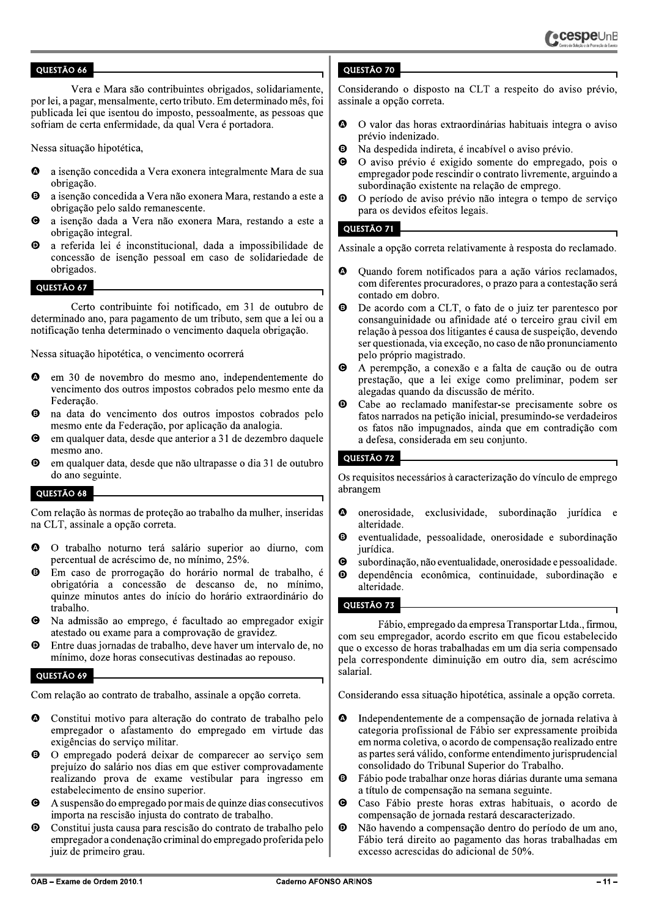### QUESTÃO 66

Vera e Mara são contribuintes obrigados, solidariamente, por lei, a pagar, mensalmente, certo tributo. Em determinado mês, foi publicada lei que isentou do imposto, pessoalmente, as pessoas que sofriam de certa enfermidade, da qual Vera é portadora.

Nessa situação hipotética,

- **A** a isenção concedida a Vera exonera integralmente Mara de sua obrigação.
- **B** a isenção concedida a Vera não exonera Mara, restando a este a obrigação pelo saldo remanescente.
- **C** a isenção dada a Vera não exonera Mara, restando a este a obrigação integral.
- **D** a referida lei é inconstitucional, dada a impossibilidade de concessão de isenção pessoal em caso de solidariedade de obrigados.

### QUESTÃO 67

Certo contribuinte foi notificado, em 31 de outubro de determinado ano, para pagamento de um tributo, sem que a lei ou a notificação tenha determinado o vencimento daquela obrigação.

Nessa situação hipotética, o vencimento ocorrerá

- **A** em 30 de novembro do mesmo ano, independentemente do vencimento dos outros impostos cobrados pelo mesmo ente da Federação.
- **B** na data do vencimento dos outros impostos cobrados pelo mesmo ente da Federação, por aplicação da analogia.
- **C** em qualquer data, desde que anterior a 31 de dezembro daquele mesmo ano.
- **D** em qualquer data, desde que não ultrapasse o dia 31 de outubro do ano seguinte.

### QUESTÃO 68

Com relação às normas de proteção ao trabalho da mulher, inseridas na CLT, assinale a opção correta.

- **A** O trabalho noturno terá salário superior ao diurno, com percentual de acréscimo de, no mínimo, 25%.
- **B** Em caso de prorrogação do horário normal de trabalho, é obrigatória a concessão de descanso de, no mínimo, quinze minutos antes do início do horário extraordinário do trabalho.
- **C** Na admissão ao emprego, é facultado ao empregador exigir atestado ou exame para a comprovação de gravidez.
- **D** Entre duas jornadas de trabalho, deve haver um intervalo de, no mínimo, doze horas consecutivas destinadas ao repouso.

### QUESTÃO 69

Com relação ao contrato de trabalho, assinale a opção correta.

- **A** Constitui motivo para alteração do contrato de trabalho pelo empregador o afastamento do empregado em virtude das exigências do serviço militar.
- **B** O empregado poderá deixar de comparecer ao serviço sem prejuízo do salário nos dias em que estiver comprovadamente realizando prova de exame vestibular para ingresso em estabelecimento de ensino superior.
- **C** A suspensão do empregado por mais de quinze dias consecutivos importa na rescisão injusta do contrato de trabalho.
- **D** Constitui justa causa para rescisão do contrato de trabalho pelo empregador a condenação criminal do empregado proferida pelo juiz de primeiro grau.

### QUESTÃO 70

Considerando o disposto na CLT a respeito do aviso prévio, assinale a opção correta.

- **A** O valor das horas extraordinárias habituais integra o aviso prévio indenizado.
- **B** Na despedida indireta, é incabível o aviso prévio.
- **C** O aviso prévio é exigido somente do empregado, pois o empregador pode rescindir o contrato livremente, arguindo a subordinação existente na relação de emprego.
- **D** O período de aviso prévio não integra o tempo de serviço para os devidos efeitos legais.

### QUESTÃO 71

Assinale a opção correta relativamente à resposta do reclamado.

- **A** Quando forem notificados para a ação vários reclamados, com diferentes procuradores, o prazo para a contestação será contado em dobro.
- **B** De acordo com a CLT, o fato de o juiz ter parentesco por consanguinidade ou afinidade até o terceiro grau civil em relação à pessoa dos litigantes é causa de suspeição, devendo ser questionada, via exceção, no caso de não pronunciamento pelo próprio magistrado.
- **C** A perempção, a conexão e a falta de caução ou de outra prestação, que a lei exige como preliminar, podem ser alegadas quando da discussão de mérito.
- **D** Cabe ao reclamado manifestar-se precisamente sobre os fatos narrados na petição inicial, presumindo-se verdadeiros os fatos não impugnados, ainda que em contradição com a defesa, considerada em seu conjunto.

### QUESTÃO 72

Os requisitos necessários à caracterização do vínculo de emprego abrangem

- **A** onerosidade, exclusividade, subordinação jurídica e alteridade.
- **B** eventualidade, pessoalidade, onerosidade e subordinação jurídica.
- **C** subordinação, não eventualidade, onerosidade e pessoalidade.
- **D** dependência econômica, continuidade, subordinação e alteridade.

### QUESTÃO 73

Fábio, empregado da empresa Transportar Ltda., firmou, com seu empregador, acordo escrito em que ficou estabelecido que o excesso de horas trabalhadas em um dia seria compensado pela correspondente diminuição em outro dia, sem acréscimo salarial.

Considerando essa situação hipotética, assinale a opção correta.

- **A** Independentemente de a compensação de jornada relativa à categoria profissional de Fábio ser expressamente proibida em norma coletiva, o acordo de compensação realizado entre as partes será válido, conforme entendimento jurisprudencial consolidado do Tribunal Superior do Trabalho.
- **B** Fábio pode trabalhar onze horas diárias durante uma semana a título de compensação na semana seguinte.
- **C** Caso Fábio preste horas extras habituais, o acordo de compensação de jornada restará descaracterizado.
- **D** Não havendo a compensação dentro do período de um ano, Fábio terá direito ao pagamento das horas trabalhadas em excesso acrescidas do adicional de 50%.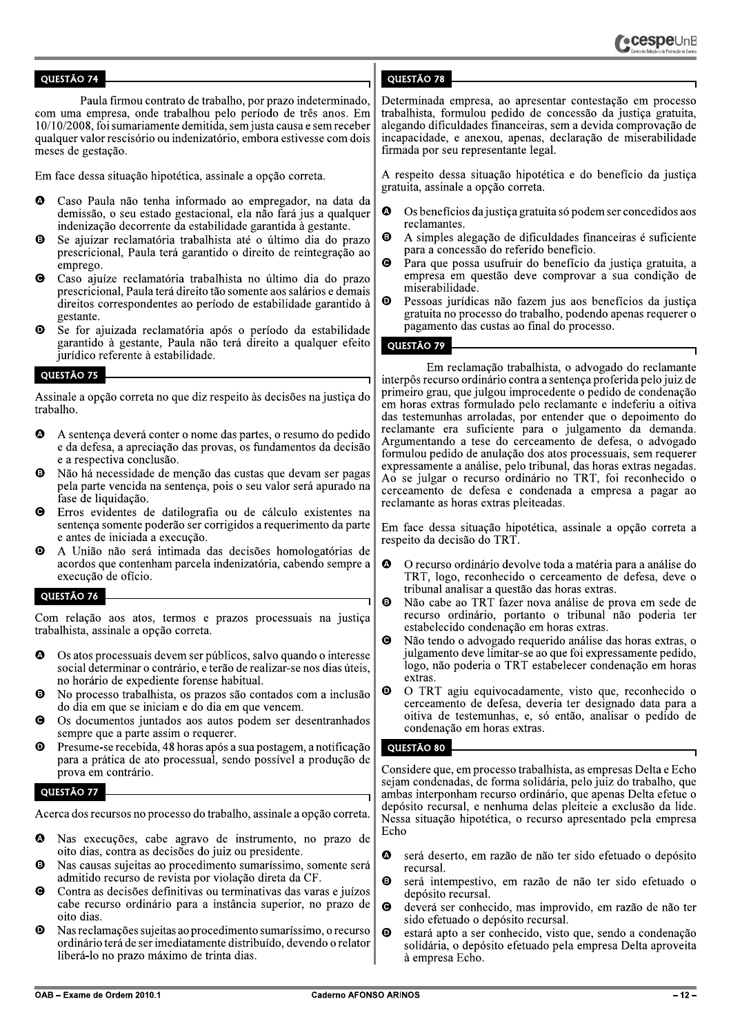## QUESTÃO 74

Paula firmou contrato de trabalho, por prazo indeterminado, com uma empresa, onde trabalhou pelo período de três anos. Em 10/10/2008, foi sumariamente demitida, sem justa causa e sem receber qualquer valor rescisório ou indenizatório, embora estivesse com dois meses de gestação.

Em face dessa situação hipotética, assinale a opção correta.

- **A** Caso Paula não tenha informado ao empregador, na data da demissão, o seu estado gestacional, ela não fará jus a qualquer indenização decorrente da estabilidade garantida à gestante.
- **B** Se ajuizar reclamatória trabalhista até o último dia do prazo prescricional, Paula terá garantido o direito de reintegração ao emprego.
- **C** Caso ajuíze reclamatória trabalhista no último dia do prazo prescricional, Paula terá direito tão somente aos salários e demais direitos correspondentes ao período de estabilidade garantido à gestante.
- **D** Se for ajuizada reclamatória após o período da estabilidade garantido à gestante, Paula não terá direito a qualquer efeito jurídico referente à estabilidade.

## QUESTÃO 75

Assinale a opção correta no que diz respeito às decisões na justiça do trabalho.

- **A** A sentença deverá conter o nome das partes, o resumo do pedido e da defesa, a apreciação das provas, os fundamentos da decisão e a respectiva conclusão.
- **B** Não há necessidade de menção das custas que devam ser pagas pela parte vencida na sentença, pois o seu valor será apurado na fase de liquidação.
- **C** Erros evidentes de datilografia ou de cálculo existentes na sentença somente poderão ser corrigidos a requerimento da parte e antes de iniciada a execução.
- **D** A União não será intimada das decisões homologatórias de acordos que contenham parcela indenizatória, cabendo sempre a execução de ofício.

## QUESTÃO 76

Com relação aos atos, termos e prazos processuais na justiça trabalhista, assinale a opção correta.

- **A** Os atos processuais devem ser públicos, salvo quando o interesse social determinar o contrário, e terão de realizar-se nos dias úteis, no horário de expediente forense habitual.
- **B** No processo trabalhista, os prazos são contados com a inclusão do dia em que se iniciam e do dia em que vencem.
- **C** Os documentos juntados aos autos podem ser desentranhados sempre que a parte assim o requerer.
- **D** Presume-se recebida, 48 horas após a sua postagem, a notificação para a prática de ato processual, sendo possível a produção de prova em contrário.

## QUESTÃO 77

Acerca dos recursos no processo do trabalho, assinale a opção correta.

- **A** Nas execuções, cabe agravo de instrumento, no prazo de oito dias, contra as decisões do juiz ou presidente.
- **B** Nas causas sujeitas ao procedimento sumaríssimo, somente será admitido recurso de revista por violação direta da CF.
- **C** Contra as decisões definitivas ou terminativas das varas e juízos cabe recurso ordinário para a instância superior, no prazo de oito dias.
- **D** Nas reclamações sujeitas ao procedimento sumaríssimo, o recurso ordinário terá de ser imediatamente distribuído, devendo o relator liberá-lo no prazo máximo de trinta dias.

## QUESTÃO 78

Determinada empresa, ao apresentar contestação em processo trabalhista, formulou pedido de concessão da justiça gratuita, alegando dificuldades financeiras, sem a devida comprovação de incapacidade, e anexou, apenas, declaração de miserabilidade firmada por seu representante legal.

A respeito dessa situação hipotética e do benefício da justiça gratuita, assinale a opção correta.

- **A** Os benefícios da justiça gratuita só podem ser concedidos aos reclamantes.
- **B** A simples alegação de dificuldades financeiras é suficiente para a concessão do referido benefício.
- **C** Para que possa usufruir do benefício da justiça gratuita, a empresa em questão deve comprovar a sua condição de miserabilidade.
- **D** Pessoas jurídicas não fazem jus aos benefícios da justiça gratuita no processo do trabalho, podendo apenas requerer o pagamento das custas ao final do processo.

## QUESTÃO 79

Em reclamação trabalhista, o advogado do reclamante interpôs recurso ordinário contra a sentença proferida pelo juiz de primeiro grau, que julgou improcedente o pedido de condenação em horas extras formulado pelo reclamante e indeferiu a oitiva das testemunhas arroladas, por entender que o depoimento do reclamante era suficiente para o julgamento da demanda. Argumentando a tese do cerceamento de defesa, o advogado formulou pedido de anulação dos atos processuais, sem requerer expressamente a análise, pelo tribunal, das horas extras negadas. Ao se julgar o recurso ordinário no TRT, foi reconhecido o cerceamento de defesa e condenada a empresa a pagar ao reclamante as horas extras pleiteadas.

Em face dessa situação hipotética, assinale a opção correta a respeito da decisão do TRT.

- **A** O recurso ordinário devolve toda a matéria para a análise do TRT, logo, reconhecido o cerceamento de defesa, deve o tribunal analisar a questão das horas extras.
- **B** Não cabe ao TRT fazer nova análise de prova em sede de recurso ordinário, portanto o tribunal não poderia ter estabelecido condenação em horas extras.
- **C** Não tendo o advogado requerido análise das horas extras, o julgamento deve limitar-se ao que foi expressamente pedido, logo, não poderia o TRT estabelecer condenação em horas extras.
- **D** O TRT agiu equivocadamente, visto que, reconhecido o cerceamento de defesa, deveria ter designado data para a oitiva de testemunhas, e, só então, analisar o pedido de condenação em horas extras.

## QUESTÃO 80

Considere que, em processo trabalhista, as empresas Delta e Echo sejam condenadas, de forma solidária, pelo juiz do trabalho, que ambas interponham recurso ordinário, que apenas Delta efetue o depósito recursal, e nenhuma delas pleiteie a exclusão da lide. Nessa situação hipotética, o recurso apresentado pela empresa Echo

- **A** será deserto, em razão de não ter sido efetuado o depósito recursal.
- **B** será intempestivo, em razão de não ter sido efetuado o depósito recursal.
- **C** deverá ser conhecido, mas improvido, em razão de não ter sido efetuado o depósito recursal.
- **D** estará apto a ser conhecido, visto que, sendo a condenação solidária, o depósito efetuado pela empresa Delta aproveita à empresa Echo.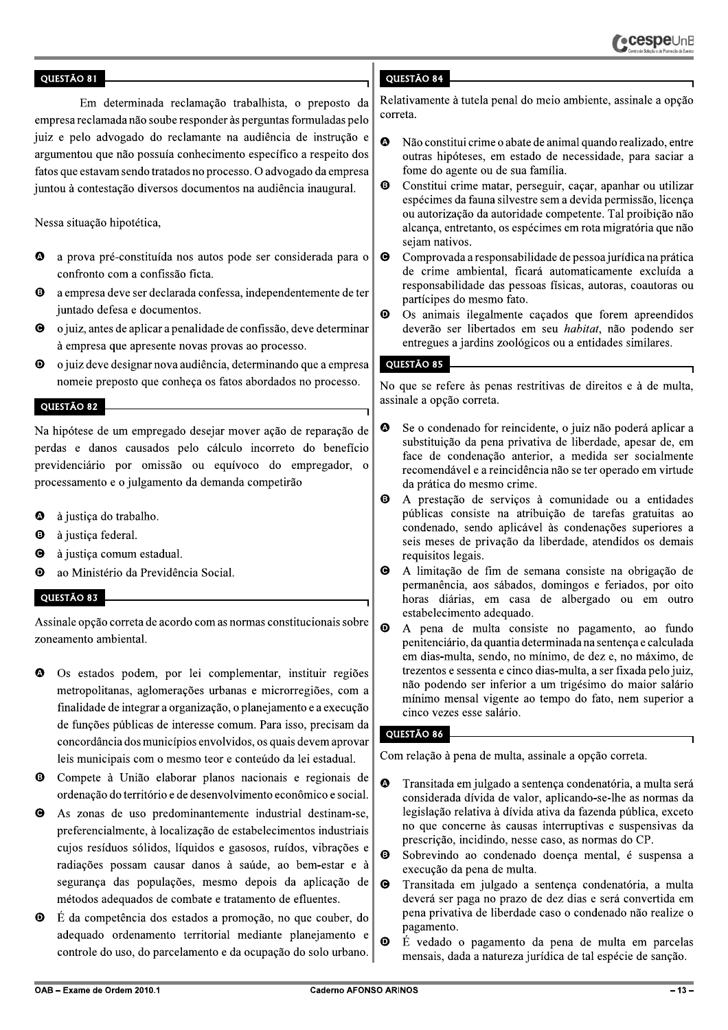## QUESTÃO 81

Em determinada reclamação trabalhista, o preposto da empresa reclamada não soube responder às perguntas formuladas pelo juiz e pelo advogado do reclamante na audiência de instrução e argumentou que não possuía conhecimento específico a respeito dos fatos que estavam sendo tratados no processo. O advogado da empresa juntou à contestação diversos documentos na audiência inaugural.

Nessa situação hipotética,

- **A** a prova pré-constituída nos autos pode ser considerada para o confronto com a confissão ficta.
- **B** a empresa deve ser declarada confessa, independentemente de ter juntado defesa e documentos.
- **C** o juiz, antes de aplicar a penalidade de confissão, deve determinar à empresa que apresente novas provas ao processo.
- **D** o juiz deve designar nova audiência, determinando que a empresa nomeie preposto que conheça os fatos abordados no processo.

## QUESTÃO 82

Na hipótese de um empregado desejar mover ação de reparação de perdas e danos causados pelo cálculo incorreto do benefício previdenciário por omissão ou equívoco do empregador, o processamento e o julgamento da demanda competirão

- **A** à justiça do trabalho.
- **B** à justiça federal.
- **C** à justiça comum estadual.
- **D** ao Ministério da Previdência Social.

## QUESTÃO 83

Assinale opção correta de acordo com as normas constitucionais sobre zoneamento ambiental.

- **A** Os estados podem, por lei complementar, instituir regiões metropolitanas, aglomerações urbanas e microrregiões, com a finalidade de integrar a organização, o planejamento e a execução de funções públicas de interesse comum. Para isso, precisam da concordância dos municípios envolvidos, os quais devem aprovar leis municipais com o mesmo teor e conteúdo da lei estadual.
- **B** Compete à União elaborar planos nacionais e regionais de ordenação do território e de desenvolvimento econômico e social.
- **C** As zonas de uso predominantemente industrial destinam-se, preferencialmente, à localização de estabelecimentos industriais cujos resíduos sólidos, líquidos e gasosos, ruídos, vibrações e radiações possam causar danos à saúde, ao bem-estar e à segurança das populações, mesmo depois da aplicação de métodos adequados de combate e tratamento de efluentes.
- **D** É da competência dos estados a promoção, no que couber, do adequado ordenamento territorial mediante planejamento e controle do uso, do parcelamento e da ocupação do solo urbano.

## QUESTÃO 84

Relativamente à tutela penal do meio ambiente, assinale a opção correta.

- **A** Não constitui crime o abate de animal quando realizado, entre outras hipóteses, em estado de necessidade, para saciar a fome do agente ou de sua família.
- **B** Constitui crime matar, perseguir, caçar, apanhar ou utilizar espécimes da fauna silvestre sem a devida permissão, licença ou autorização da autoridade competente. Tal proibição não alcança, entretanto, os espécimes em rota migratória que não sejam nativos.
- **C** Comprovada a responsabilidade de pessoa jurídica na prática de crime ambiental, ficará automaticamente excluída a responsabilidade das pessoas físicas, autoras, coautoras ou partícipes do mesmo fato.
- **D** Os animais ilegalmente caçados que forem apreendidos deverão ser libertados em seu *habitat*, não podendo ser entregues a jardins zoológicos ou a entidades similares.

## QUESTÃO 85

No que se refere às penas restritivas de direitos e à de multa, assinale a opção correta.

- **A** Se o condenado for reincidente, o juiz não poderá aplicar a substituição da pena privativa de liberdade, apesar de, em face de condenação anterior, a medida ser socialmente recomendável e a reincidência não se ter operado em virtude da prática do mesmo crime.
- **B** A prestação de serviços à comunidade ou a entidades públicas consiste na atribuição de tarefas gratuitas ao condenado, sendo aplicável às condenações superiores a seis meses de privação da liberdade, atendidos os demais requisitos legais.
- **C** A limitação de fim de semana consiste na obrigação de permanência, aos sábados, domingos e feriados, por oito horas diárias, em casa de albergado ou em outro estabelecimento adequado.
- **D** A pena de multa consiste no pagamento, ao fundo penitenciário, da quantia determinada na sentença e calculada em dias-multa, sendo, no mínimo, de dez e, no máximo, de trezentos e sessenta e cinco dias-multa, a ser fixada pelo juiz, não podendo ser inferior a um trigésimo do maior salário mínimo mensal vigente ao tempo do fato, nem superior a cinco vezes esse salário.

## QUESTÃO 86

Com relação à pena de multa, assinale a opção correta.

- **A** Transitada em julgado a sentença condenatória, a multa será considerada dívida de valor, aplicando-se-lhe as normas da legislação relativa à dívida ativa da fazenda pública, exceto no que concerne às causas interruptivas e suspensivas da prescrição, incidindo, nesse caso, as normas do CP.
- **B** Sobrevindo ao condenado doença mental, é suspensa a execução da pena de multa.
- **C** Transitada em julgado a sentença condenatória, a multa deverá ser paga no prazo de dez dias e será convertida em pena privativa de liberdade caso o condenado não realize o pagamento.
- **D** É vedado o pagamento da pena de multa em parcelas mensais, dada a natureza jurídica de tal espécie de sanção.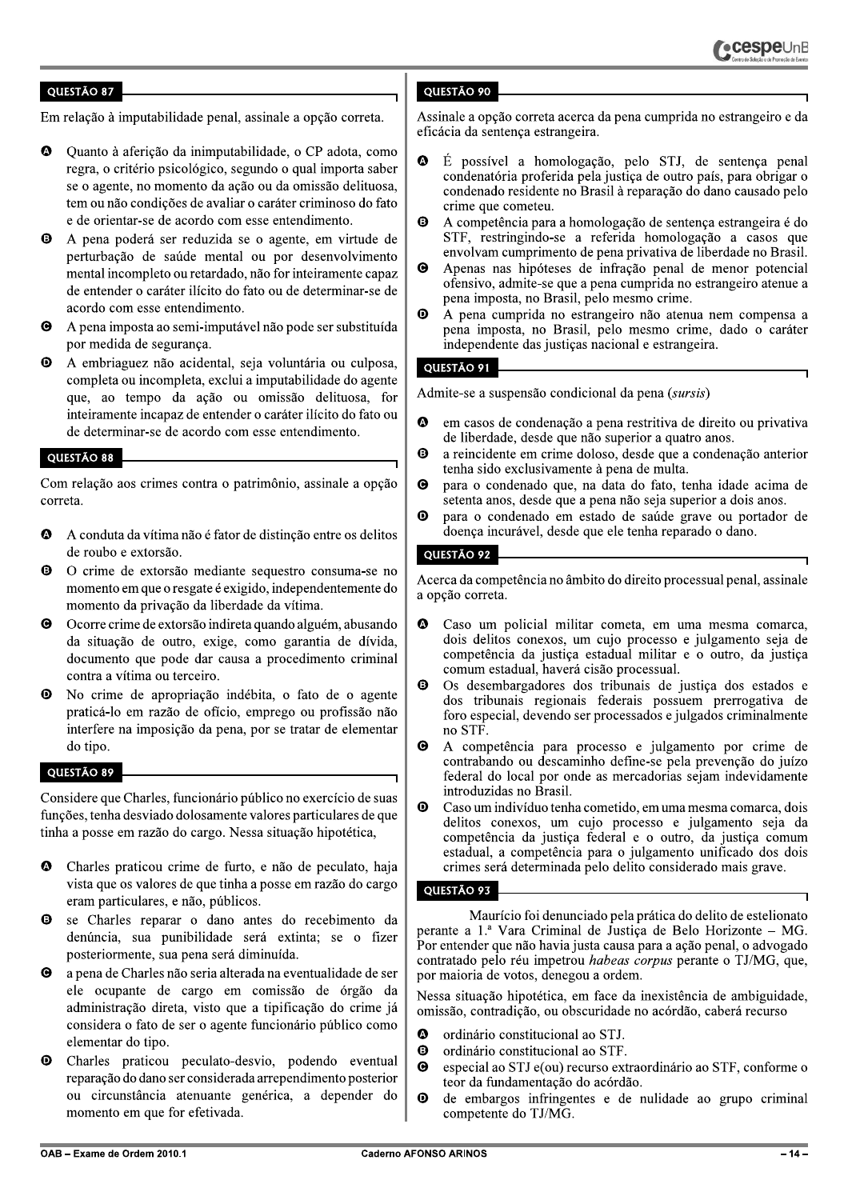## QUESTÃO 87

Em relação à imputabilidade penal, assinale a opção correta.

- **A** Quanto à aferição da inimputabilidade, o CP adota, como regra, o critério psicológico, segundo o qual importa saber se o agente, no momento da ação ou da omissão delituosa, tem ou não condições de avaliar o caráter criminoso do fato e de orientar-se de acordo com esse entendimento.
- **B** A pena poderá ser reduzida se o agente, em virtude de perturbação de saúde mental ou por desenvolvimento mental incompleto ou retardado, não for inteiramente capaz de entender o caráter ilícito do fato ou de determinar-se de acordo com esse entendimento.
- **C** A pena imposta ao semi-imputável não pode ser substituída por medida de segurança.
- **D** A embriaguez não acidental, seja voluntária ou culposa, completa ou incompleta, exclui a imputabilidade do agente que, ao tempo da ação ou omissão delituosa, for inteiramente incapaz de entender o caráter ilícito do fato ou de determinar-se de acordo com esse entendimento.

## QUESTÃO 88

Com relação aos crimes contra o patrimônio, assinale a opção correta.

- **A** A conduta da vítima não é fator de distinção entre os delitos de roubo e extorsão.
- **B** O crime de extorsão mediante sequestro consuma-se no momento em que o resgate é exigido, independentemente do momento da privação da liberdade da vítima.
- **C** Ocorre crime de extorsão indireta quando alguém, abusando da situação de outro, exige, como garantia de dívida, documento que pode dar causa a procedimento criminal contra a vítima ou terceiro.
- **D** No crime de apropriação indébita, o fato de o agente praticá-lo em razão de ofício, emprego ou profissão não interfere na imposição da pena, por se tratar de elementar do tipo.

## QUESTÃO 89

Considere que Charles, funcionário público no exercício de suas funções, tenha desviado dolosamente valores particulares de que tinha a posse em razão do cargo. Nessa situação hipotética,

- **A** Charles praticou crime de furto, e não de peculato, haja vista que os valores de que tinha a posse em razão do cargo eram particulares, e não, públicos.
- **B** se Charles reparar o dano antes do recebimento da denúncia, sua punibilidade será extinta; se o fizer posteriormente, sua pena será diminuída.
- **C** a pena de Charles não seria alterada na eventualidade de ser ele ocupante de cargo em comissão de órgão da administração direta, visto que a tipificação do crime já considera o fato de ser o agente funcionário público como elementar do tipo.
- **D** Charles praticou peculato-desvio, podendo eventual reparação do dano ser considerada arrependimento posterior ou circunstância atenuante genérica, a depender do momento em que for efetivada.

## QUESTÃO 90

Assinale a opção correta acerca da pena cumprida no estrangeiro e da eficácia da sentença estrangeira.

- **A** É possível a homologação, pelo STJ, de sentença penal condenatória proferida pela justiça de outro país, para obrigar o condenado residente no Brasil à reparação do dano causado pelo crime que cometeu.
- **B** A competência para a homologação de sentença estrangeira é do STF, restringindo-se a referida homologação a casos que envolvam cumprimento de pena privativa de liberdade no Brasil.
- **C** Apenas nas hipóteses de infração penal de menor potencial ofensivo, admite-se que a pena cumprida no estrangeiro atenue a pena imposta, no Brasil, pelo mesmo crime.
- **D** A pena cumprida no estrangeiro não atenua nem compensa a pena imposta, no Brasil, pelo mesmo crime, dado o caráter independente das justiças nacional e estrangeira.

## QUESTÃO 91

Admite-se a suspensão condicional da pena (*sursis*)

- **A** em casos de condenação a pena restritiva de direito ou privativa de liberdade, desde que não superior a quatro anos.
- **B** a reincidente em crime doloso, desde que a condenação anterior tenha sido exclusivamente à pena de multa.
- **C** para o condenado que, na data do fato, tenha idade acima de setenta anos, desde que a pena não seja superior a dois anos.
- **D** para o condenado em estado de saúde grave ou portador de doença incurável, desde que ele tenha reparado o dano.

## QUESTÃO 92

Acerca da competência no âmbito do direito processual penal, assinale a opção correta.

- **A** Caso um policial militar cometa, em uma mesma comarca, dois delitos conexos, um cujo processo e julgamento seja de competência da justiça estadual militar e o outro, da justiça comum estadual, haverá cisão processual.
- **B** Os desembargadores dos tribunais de justiça dos estados e dos tribunais regionais federais possuem prerrogativa de foro especial, devendo ser processados e julgados criminalmente no STF.
- **C** A competência para processo e julgamento por crime de contrabando ou descaminho define-se pela prevenção do juízo federal do local por onde as mercadorias sejam indevidamente introduzidas no Brasil.
- **D** Caso um indivíduo tenha cometido, em uma mesma comarca, dois delitos conexos, um cujo processo e julgamento seja da competência da justiça federal e o outro, da justiça comum estadual, a competência para o julgamento unificado dos dois crimes será determinada pelo delito considerado mais grave.

## QUESTÃO 93

Maurício foi denunciado pela prática do delito de estelionato perante a 1.ª Vara Criminal de Justiça de Belo Horizonte – MG. Por entender que não havia justa causa para a ação penal, o advogado contratado pelo réu impetrou *habeas corpus* perante o TJ/MG, que, por maioria de votos, denegou a ordem.

Nessa situação hipotética, em face da inexistência de ambiguidade, omissão, contradição, ou obscuridade no acórdão, caberá recurso

- **A** ordinário constitucional ao STJ.
- **B** ordinário constitucional ao STF.
- **C** especial ao STJ e(ou) recurso extraordinário ao STF, conforme o teor da fundamentação do acórdão.
- **D** de embargos infringentes e de nulidade ao grupo criminal competente do TJ/MG.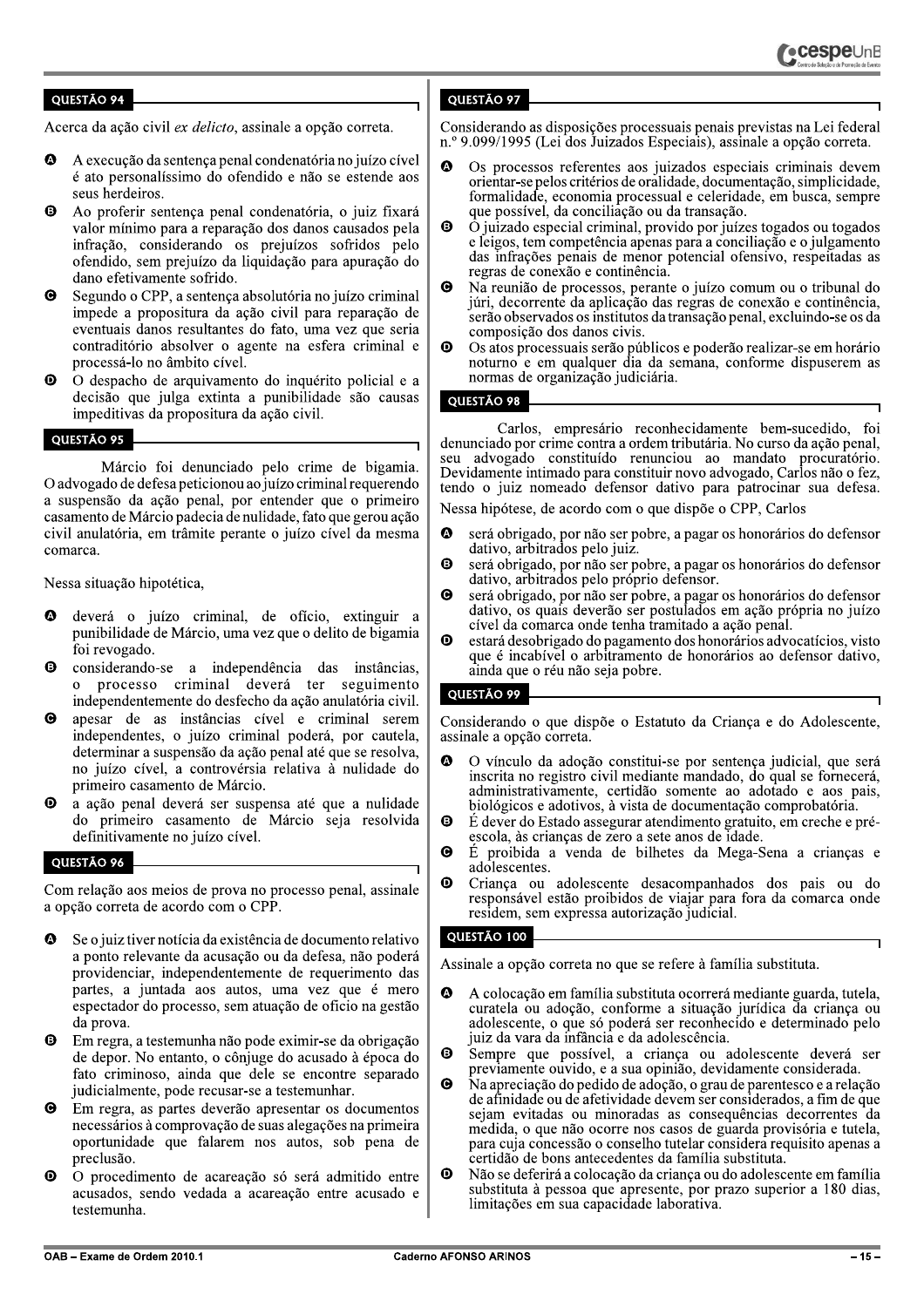## QUESTÃO 94

Acerca da ação civil *ex delicto*, assinale a opção correta.

- **A** A execução da sentença penal condenatória no juízo cível é ato personalíssimo do ofendido e não se estende aos seus herdeiros.
- **B** Ao proferir sentença penal condenatória, o juiz fixará valor mínimo para a reparação dos danos causados pela infração, considerando os prejuízos sofridos pelo ofendido, sem prejuízo da liquidação para apuração do dano efetivamente sofrido.
- **C** Segundo o CPP, a sentença absolutória no juízo criminal impede a propositura da ação civil para reparação de eventuais danos resultantes do fato, uma vez que seria contraditório absolver o agente na esfera criminal e processá-lo no âmbito cível.
- **D** O despacho de arquivamento do inquérito policial e a decisão que julga extinta a punibilidade são causas impeditivas da propositura da ação civil.

## QUESTÃO 95

Márcio foi denunciado pelo crime de bigamia. O advogado de defesa peticionou ao juízo criminal requerendo a suspensão da ação penal, por entender que o primeiro casamento de Márcio padecia de nulidade, fato que gerou ação civil anulatória, em trâmite perante o juízo cível da mesma comarca.

Nessa situação hipotética,

- **A** deverá o juízo criminal, de ofício, extinguir a punibilidade de Márcio, uma vez que o delito de bigamia foi revogado.
- **B** considerando-se a independência das instâncias, o processo criminal deverá ter seguimento independentemente do desfecho da ação anulatória civil.
- **C** apesar de as instâncias cível e criminal serem independentes, o juízo criminal poderá, por cautela, determinar a suspensão da ação penal até que se resolva, no juízo cível, a controvérsia relativa à nulidade do primeiro casamento de Márcio.
- **D** a ação penal deverá ser suspensa até que a nulidade do primeiro casamento de Márcio seja resolvida definitivamente no juízo cível.

## QUESTÃO 96

Com relação aos meios de prova no processo penal, assinale a opção correta de acordo com o CPP.

- **A** Se o juiz tiver notícia da existência de documento relativo a ponto relevante da acusação ou da defesa, não poderá providenciar, independentemente de requerimento das partes, a juntada aos autos, uma vez que é mero espectador do processo, sem atuação de ofício na gestão da prova.
- **B** Em regra, a testemunha não pode eximir-se da obrigação de depor. No entanto, o cônjuge do acusado à época do fato criminoso, ainda que dele se encontre separado judicialmente, pode recusar-se a testemunhar.
- **C** Em regra, as partes deverão apresentar os documentos necessários à comprovação de suas alegações na primeira oportunidade que falarem nos autos, sob pena de preclusão.
- **D** O procedimento de acareação só será admitido entre acusados, sendo vedada a acareação entre acusado e testemunha.

## QUESTÃO 97

Considerando as disposições processuais penais previstas na Lei federal n.º 9.099/1995 (Lei dos Juizados Especiais), assinale a opção correta.

- **A** Os processos referentes aos juizados especiais criminais devem orientar-se pelos critérios de oralidade, documentação, simplicidade, formalidade, economia processual e celeridade, em busca, sempre que possível, da conciliação ou da transação.
- **B** O juizado especial criminal, provido por juízes togados ou togados e leigos, tem competência apenas para a conciliação e o julgamento das infrações penais de menor potencial ofensivo, respeitadas as regras de conexão e continência.
- **C** Na reunião de processos, perante o juízo comum ou o tribunal do júri, decorrente da aplicação das regras de conexão e continência, serão observados os institutos da transação penal, excluindo-se os da composição dos danos civis.
- **D** Os atos processuais serão públicos e poderão realizar-se em horário noturno e em qualquer dia da semana, conforme dispuserem as normas de organização judiciária.

## QUESTÃO 98

Carlos, empresário reconhecidamente bem-sucedido, foi denunciado por crime contra a ordem tributária. No curso da ação penal, seu advogado constituído renunciou ao mandato procuratório. Devidamente intimado para constituir novo advogado, Carlos não o fez, tendo o juiz nomeado defensor dativo para patrocinar sua defesa.

Nessa hipótese, de acordo com o que dispõe o CPP, Carlos

- **A** será obrigado, por não ser pobre, a pagar os honorários do defensor dativo, arbitrados pelo juiz.
- **B** será obrigado, por não ser pobre, a pagar os honorários do defensor dativo, arbitrados pelo próprio defensor.
- **C** será obrigado, por não ser pobre, a pagar os honorários do defensor dativo, os quais deverão ser postulados em ação própria no juízo cível da comarca onde tenha tramitado a ação penal.
- **D** estará desobrigado do pagamento dos honorários advocatícios, visto que é incabível o arbitramento de honorários ao defensor dativo, ainda que o réu não seja pobre.

## QUESTÃO 99

Considerando o que dispõe o Estatuto da Criança e do Adolescente, assinale a opção correta.

- **A** O vínculo da adoção constitui-se por sentença judicial, que será inscrita no registro civil mediante mandado, do qual se fornecerá, administrativamente, certidão somente ao adotado e aos pais, biológicos e adotivos, à vista de documentação comprobatória.
- **B** É dever do Estado assegurar atendimento gratuito, em creche e pré-escola, às crianças de zero a sete anos de idade.
- **C** É proibida a venda de bilhetes da Mega-Sena a crianças e adolescentes.
- **D** Criança ou adolescente desacompanhados dos pais ou do responsável estão proibidos de viajar para fora da comarca onde residem, sem expressa autorização judicial.

## QUESTÃO 100

Assinale a opção correta no que se refere à família substituta.

- **A** A colocação em família substituta ocorrerá mediante guarda, tutela, curatela ou adoção, conforme a situação jurídica da criança ou adolescente, o que só poderá ser reconhecido e determinado pelo juiz da vara da infância e da adolescência.
- **B** Sempre que possível, a criança ou adolescente deverá ser previamente ouvido, e a sua opinião, devidamente considerada.
- **C** Na apreciação do pedido de adoção, o grau de parentesco e a relação de afinidade ou de afetividade devem ser considerados, a fim de que sejam evitadas ou minoradas as consequências decorrentes da medida, o que não ocorre nos casos de guarda provisória e tutela, para cuja concessão o conselho tutelar considera requisito apenas a certidão de bons antecedentes da família substituta.
- **D** Não se deferirá a colocação da criança ou do adolescente em família substituta à pessoa que apresente, por prazo superior a 180 dias, limitações em sua capacidade laborativa.